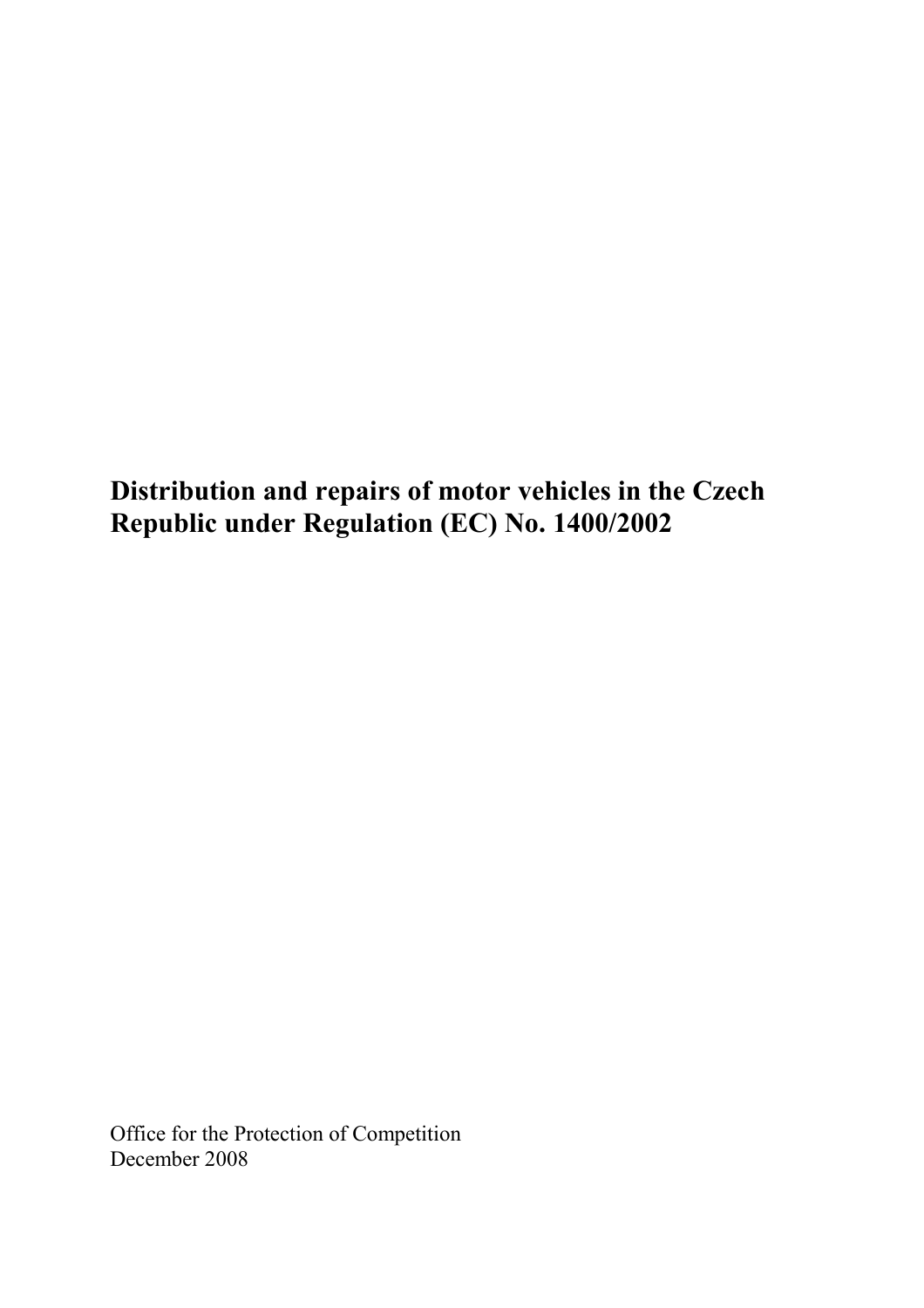# Distribution and repairs of motor vehicles in the Czech Republic under Regulation (EC) No. 1400/2002

Office for the Protection of Competition
December 2008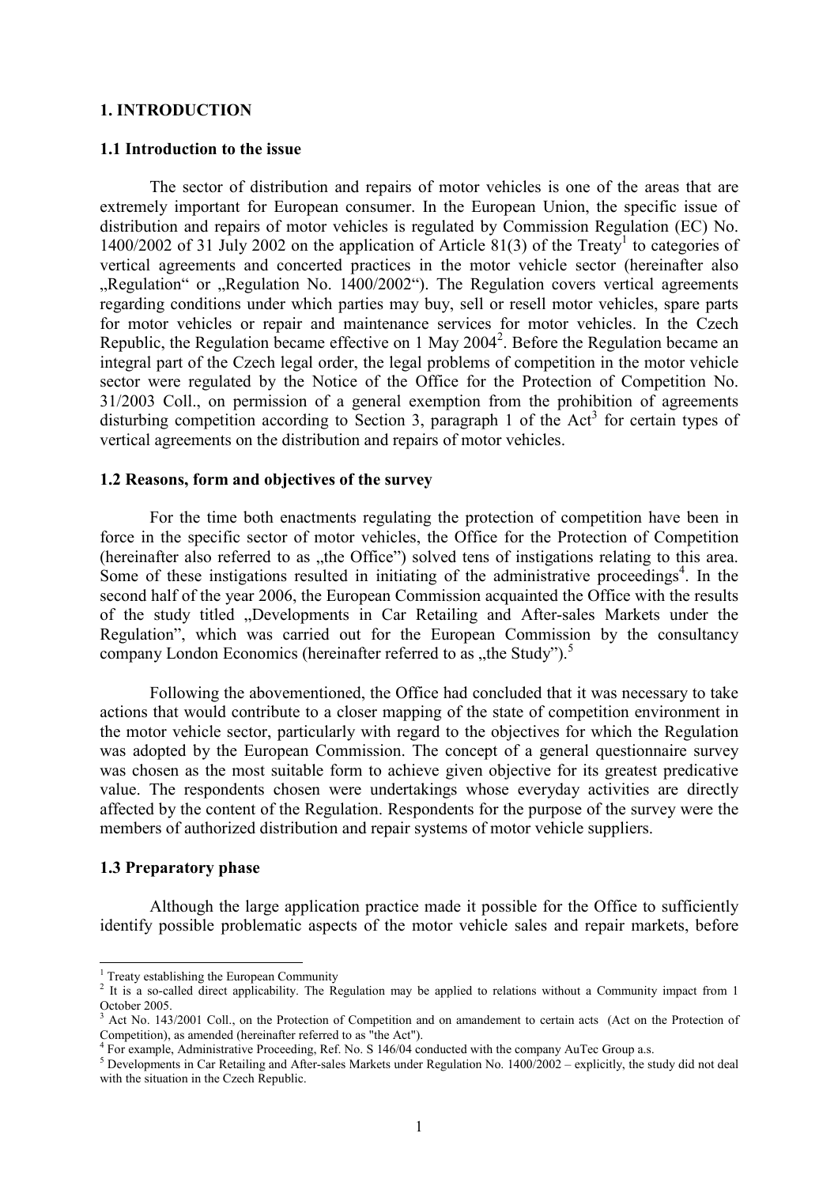## 1. INTRODUCTION

### 1.1 Introduction to the issue

The sector of distribution and repairs of motor vehicles is one of the areas that are extremely important for European consumer. In the European Union, the specific issue of distribution and repairs of motor vehicles is regulated by Commission Regulation (EC) No. 1400/2002 of 31 July 2002 on the application of Article 81(3) of the Treaty[1] to categories of vertical agreements and concerted practices in the motor vehicle sector (hereinafter also „Regulation" or „Regulation No. 1400/2002"). The Regulation covers vertical agreements regarding conditions under which parties may buy, sell or resell motor vehicles, spare parts for motor vehicles or repair and maintenance services for motor vehicles. In the Czech Republic, the Regulation became effective on 1 May 2004[2]. Before the Regulation became an integral part of the Czech legal order, the legal problems of competition in the motor vehicle sector were regulated by the Notice of the Office for the Protection of Competition No. 31/2003 Coll., on permission of a general exemption from the prohibition of agreements disturbing competition according to Section 3, paragraph 1 of the Act[3] for certain types of vertical agreements on the distribution and repairs of motor vehicles.

### 1.2 Reasons, form and objectives of the survey

For the time both enactments regulating the protection of competition have been in force in the specific sector of motor vehicles, the Office for the Protection of Competition (hereinafter also referred to as „the Office") solved tens of instigations relating to this area. Some of these instigations resulted in initiating of the administrative proceedings[4]. In the second half of the year 2006, the European Commission acquainted the Office with the results of the study titled „Developments in Car Retailing and After-sales Markets under the Regulation", which was carried out for the European Commission by the consultancy company London Economics (hereinafter referred to as „the Study").[5]

Following the abovementioned, the Office had concluded that it was necessary to take actions that would contribute to a closer mapping of the state of competition environment in the motor vehicle sector, particularly with regard to the objectives for which the Regulation was adopted by the European Commission. The concept of a general questionnaire survey was chosen as the most suitable form to achieve given objective for its greatest predicative value. The respondents chosen were undertakings whose everyday activities are directly affected by the content of the Regulation. Respondents for the purpose of the survey were the members of authorized distribution and repair systems of motor vehicle suppliers.

### 1.3 Preparatory phase

Although the large application practice made it possible for the Office to sufficiently identify possible problematic aspects of the motor vehicle sales and repair markets, before

---

[1] Treaty establishing the European Community

[2] It is a so-called direct applicability. The Regulation may be applied to relations without a Community impact from 1 October 2005.

[3] Act No. 143/2001 Coll., on the Protection of Competition and on amandement to certain acts (Act on the Protection of Competition), as amended (hereinafter referred to as "the Act").

[4] For example, Administrative Proceeding, Ref. No. S 146/04 conducted with the company AuTec Group a.s.

[5] Developments in Car Retailing and After-sales Markets under Regulation No. 1400/2002 – explicitly, the study did not deal with the situation in the Czech Republic.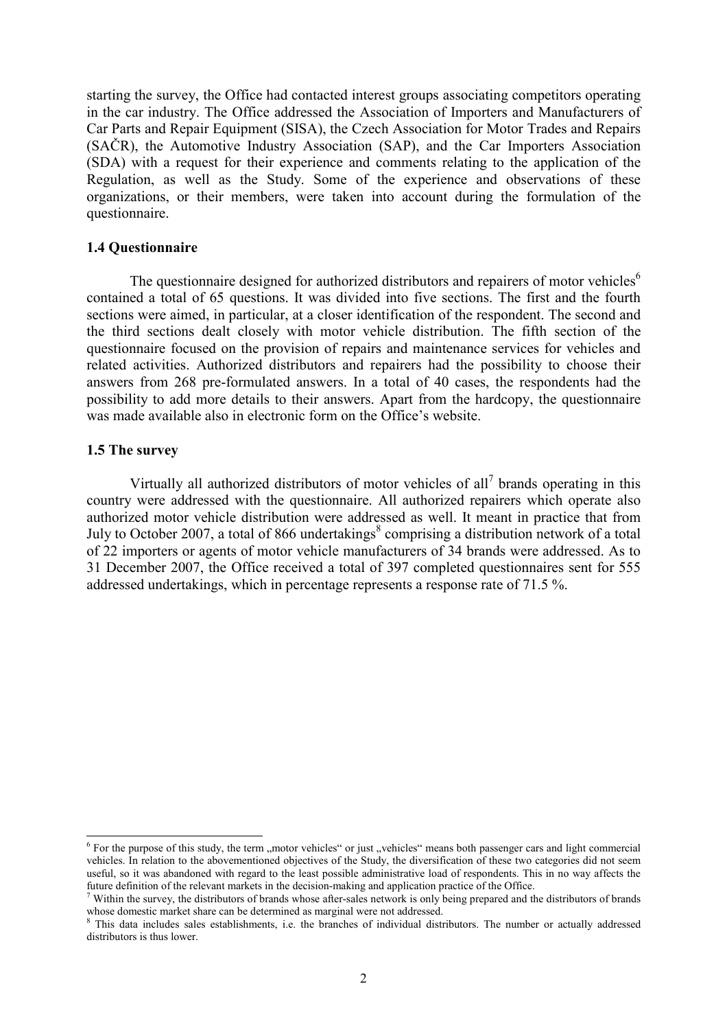starting the survey, the Office had contacted interest groups associating competitors operating in the car industry. The Office addressed the Association of Importers and Manufacturers of Car Parts and Repair Equipment (SISA), the Czech Association for Motor Trades and Repairs (SAČR), the Automotive Industry Association (SAP), and the Car Importers Association (SDA) with a request for their experience and comments relating to the application of the Regulation, as well as the Study. Some of the experience and observations of these organizations, or their members, were taken into account during the formulation of the questionnaire.

### 1.4 Questionnaire

The questionnaire designed for authorized distributors and repairers of motor vehicles[6] contained a total of 65 questions. It was divided into five sections. The first and the fourth sections were aimed, in particular, at a closer identification of the respondent. The second and the third sections dealt closely with motor vehicle distribution. The fifth section of the questionnaire focused on the provision of repairs and maintenance services for vehicles and related activities. Authorized distributors and repairers had the possibility to choose their answers from 268 pre-formulated answers. In a total of 40 cases, the respondents had the possibility to add more details to their answers. Apart from the hardcopy, the questionnaire was made available also in electronic form on the Office's website.

### 1.5 The survey

Virtually all authorized distributors of motor vehicles of all[7] brands operating in this country were addressed with the questionnaire. All authorized repairers which operate also authorized motor vehicle distribution were addressed as well. It meant in practice that from July to October 2007, a total of 866 undertakings[8] comprising a distribution network of a total of 22 importers or agents of motor vehicle manufacturers of 34 brands were addressed. As to 31 December 2007, the Office received a total of 397 completed questionnaires sent for 555 addressed undertakings, which in percentage represents a response rate of 71.5 %.

---

[6] For the purpose of this study, the term „motor vehicles" or just „vehicles" means both passenger cars and light commercial vehicles. In relation to the abovementioned objectives of the Study, the diversification of these two categories did not seem useful, so it was abandoned with regard to the least possible administrative load of respondents. This in no way affects the future definition of the relevant markets in the decision-making and application practice of the Office.

[7] Within the survey, the distributors of brands whose after-sales network is only being prepared and the distributors of brands whose domestic market share can be determined as marginal were not addressed.

[8] This data includes sales establishments, i.e. the branches of individual distributors. The number or actually addressed distributors is thus lower.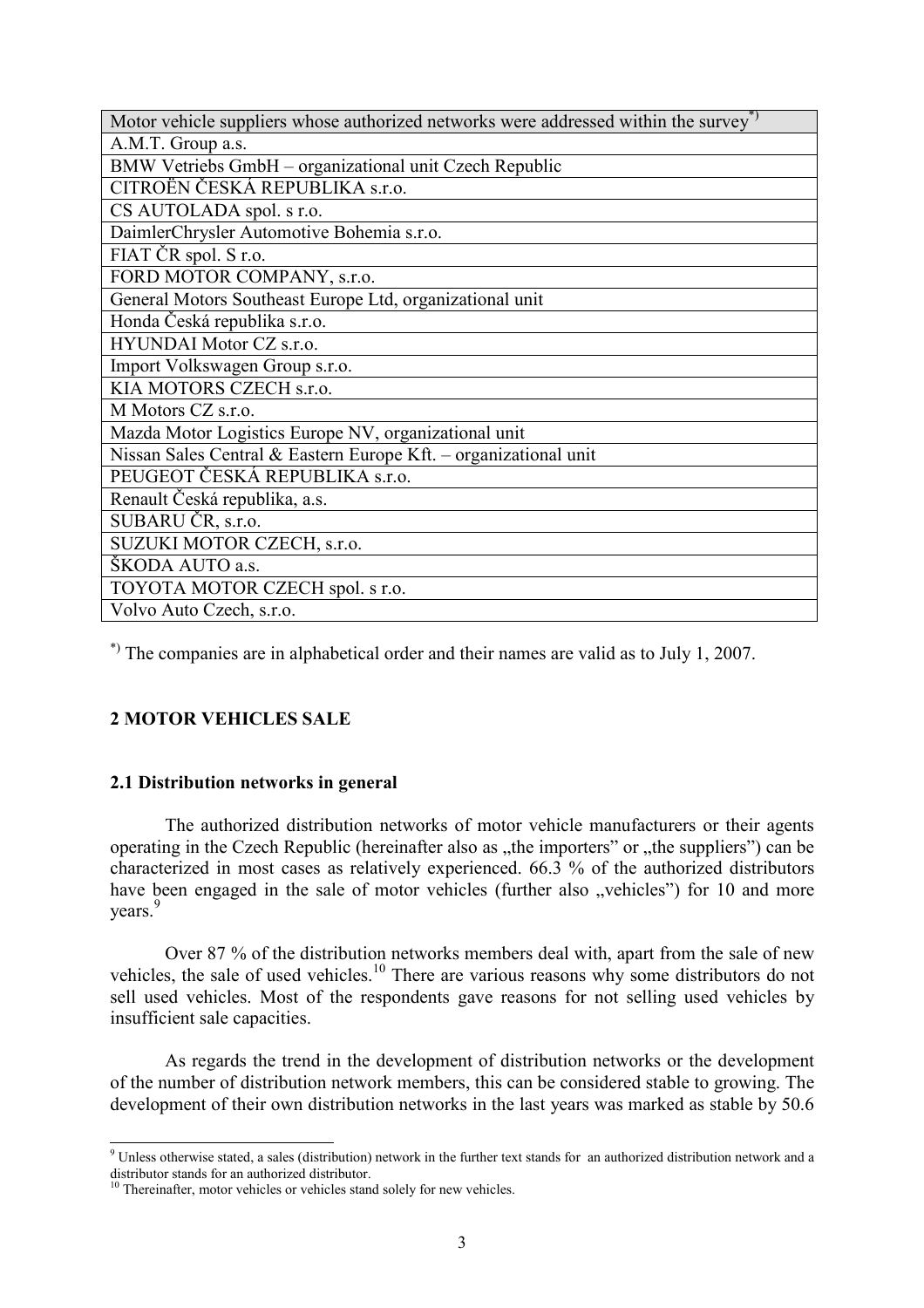| Motor vehicle suppliers whose authorized networks were addressed within the survey*) |
|---|
| A.M.T. Group a.s. |
| BMW Vetriebs GmbH – organizational unit Czech Republic |
| CITROËN ČESKÁ REPUBLIKA s.r.o. |
| CS AUTOLADA spol. s r.o. |
| DaimlerChrysler Automotive Bohemia s.r.o. |
| FIAT ČR spol. S r.o. |
| FORD MOTOR COMPANY, s.r.o. |
| General Motors Southeast Europe Ltd, organizational unit |
| Honda Česká republika s.r.o. |
| HYUNDAI Motor CZ s.r.o. |
| Import Volkswagen Group s.r.o. |
| KIA MOTORS CZECH s.r.o. |
| M Motors CZ s.r.o. |
| Mazda Motor Logistics Europe NV, organizational unit |
| Nissan Sales Central & Eastern Europe Kft. – organizational unit |
| PEUGEOT ČESKÁ REPUBLIKA s.r.o. |
| Renault Česká republika, a.s. |
| SUBARU ČR, s.r.o. |
| SUZUKI MOTOR CZECH, s.r.o. |
| ŠKODA AUTO a.s. |
| TOYOTA MOTOR CZECH spol. s r.o. |
| Volvo Auto Czech, s.r.o. |

*) The companies are in alphabetical order and their names are valid as to July 1, 2007.

## 2 MOTOR VEHICLES SALE

### 2.1 Distribution networks in general

The authorized distribution networks of motor vehicle manufacturers or their agents operating in the Czech Republic (hereinafter also as „the importers" or „the suppliers") can be characterized in most cases as relatively experienced. 66.3 % of the authorized distributors have been engaged in the sale of motor vehicles (further also „vehicles") for 10 and more years.[9]

Over 87 % of the distribution networks members deal with, apart from the sale of new vehicles, the sale of used vehicles.[10] There are various reasons why some distributors do not sell used vehicles. Most of the respondents gave reasons for not selling used vehicles by insufficient sale capacities.

As regards the trend in the development of distribution networks or the development of the number of distribution network members, this can be considered stable to growing. The development of their own distribution networks in the last years was marked as stable by 50.6

[9] Unless otherwise stated, a sales (distribution) network in the further text stands for an authorized distribution network and a distributor stands for an authorized distributor.

[10] Thereinafter, motor vehicles or vehicles stand solely for new vehicles.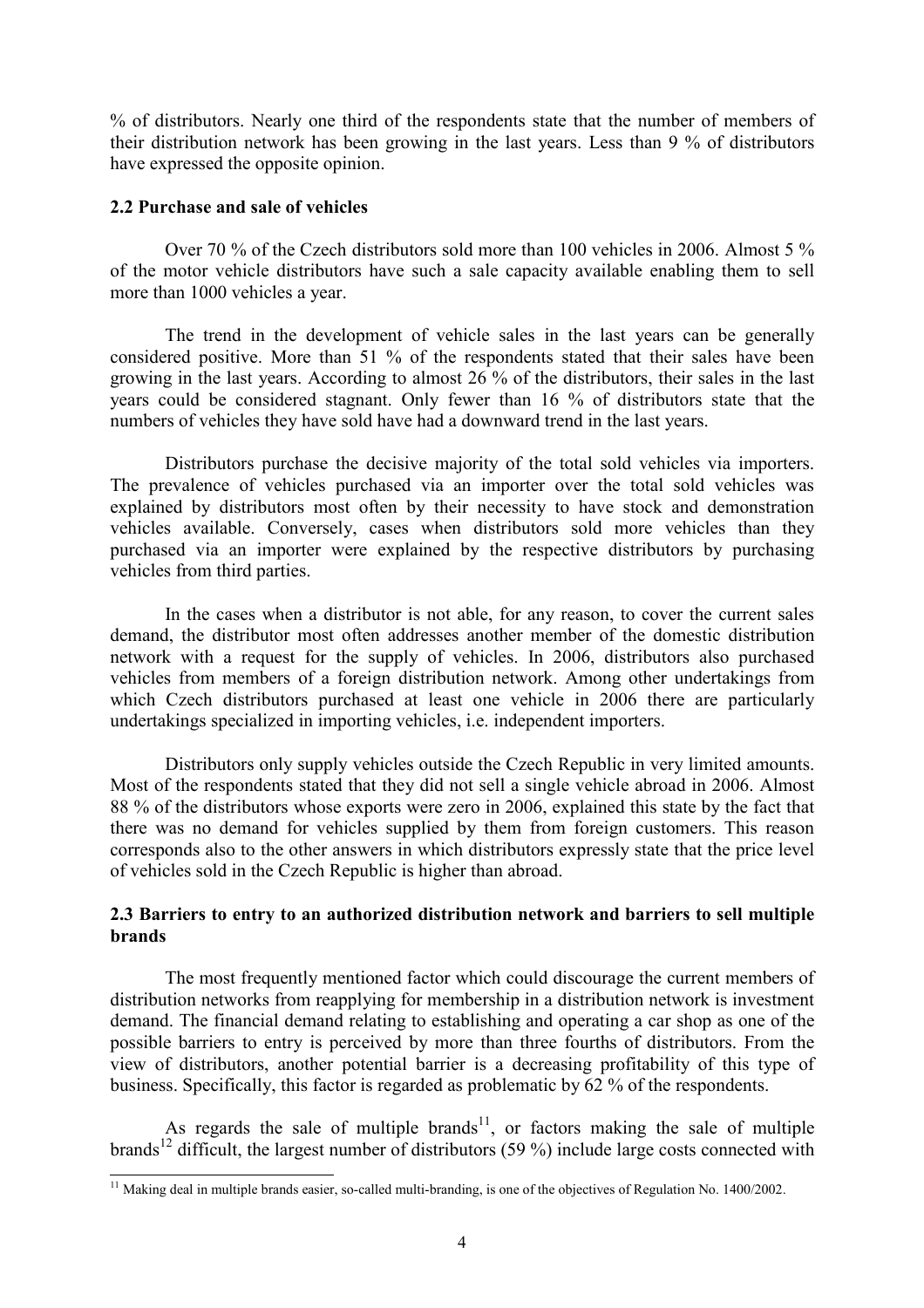% of distributors. Nearly one third of the respondents state that the number of members of their distribution network has been growing in the last years. Less than 9 % of distributors have expressed the opposite opinion.

### 2.2 Purchase and sale of vehicles

Over 70 % of the Czech distributors sold more than 100 vehicles in 2006. Almost 5 % of the motor vehicle distributors have such a sale capacity available enabling them to sell more than 1000 vehicles a year.

The trend in the development of vehicle sales in the last years can be generally considered positive. More than 51 % of the respondents stated that their sales have been growing in the last years. According to almost 26 % of the distributors, their sales in the last years could be considered stagnant. Only fewer than 16 % of distributors state that the numbers of vehicles they have sold have had a downward trend in the last years.

Distributors purchase the decisive majority of the total sold vehicles via importers. The prevalence of vehicles purchased via an importer over the total sold vehicles was explained by distributors most often by their necessity to have stock and demonstration vehicles available. Conversely, cases when distributors sold more vehicles than they purchased via an importer were explained by the respective distributors by purchasing vehicles from third parties.

In the cases when a distributor is not able, for any reason, to cover the current sales demand, the distributor most often addresses another member of the domestic distribution network with a request for the supply of vehicles. In 2006, distributors also purchased vehicles from members of a foreign distribution network. Among other undertakings from which Czech distributors purchased at least one vehicle in 2006 there are particularly undertakings specialized in importing vehicles, i.e. independent importers.

Distributors only supply vehicles outside the Czech Republic in very limited amounts. Most of the respondents stated that they did not sell a single vehicle abroad in 2006. Almost 88 % of the distributors whose exports were zero in 2006, explained this state by the fact that there was no demand for vehicles supplied by them from foreign customers. This reason corresponds also to the other answers in which distributors expressly state that the price level of vehicles sold in the Czech Republic is higher than abroad.

### 2.3 Barriers to entry to an authorized distribution network and barriers to sell multiple brands

The most frequently mentioned factor which could discourage the current members of distribution networks from reapplying for membership in a distribution network is investment demand. The financial demand relating to establishing and operating a car shop as one of the possible barriers to entry is perceived by more than three fourths of distributors. From the view of distributors, another potential barrier is a decreasing profitability of this type of business. Specifically, this factor is regarded as problematic by 62 % of the respondents.

As regards the sale of multiple brands[11], or factors making the sale of multiple brands[12] difficult, the largest number of distributors (59 %) include large costs connected with

[11] Making deal in multiple brands easier, so-called multi-branding, is one of the objectives of Regulation No. 1400/2002.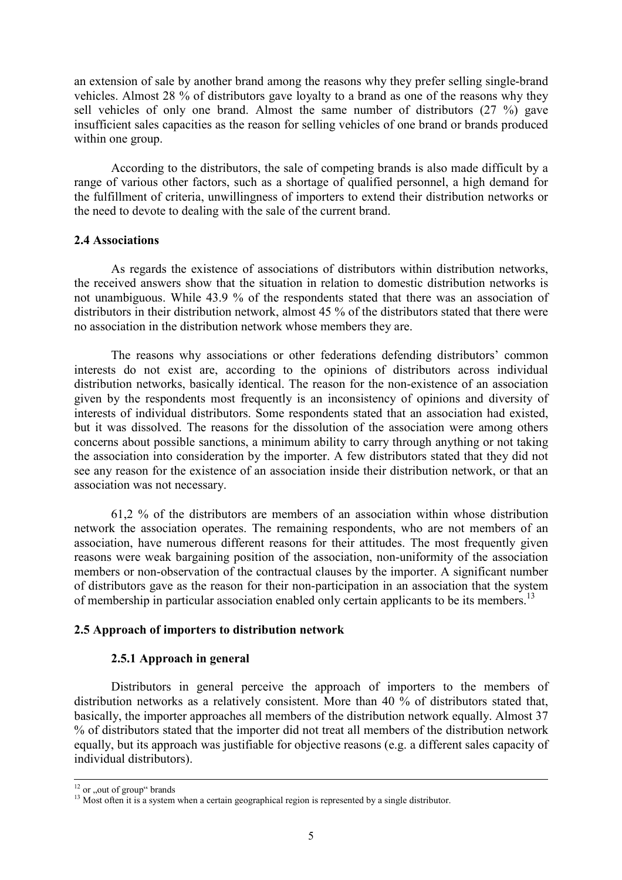an extension of sale by another brand among the reasons why they prefer selling single-brand vehicles. Almost 28 % of distributors gave loyalty to a brand as one of the reasons why they sell vehicles of only one brand. Almost the same number of distributors (27 %) gave insufficient sales capacities as the reason for selling vehicles of one brand or brands produced within one group.

According to the distributors, the sale of competing brands is also made difficult by a range of various other factors, such as a shortage of qualified personnel, a high demand for the fulfillment of criteria, unwillingness of importers to extend their distribution networks or the need to devote to dealing with the sale of the current brand.

### 2.4 Associations

As regards the existence of associations of distributors within distribution networks, the received answers show that the situation in relation to domestic distribution networks is not unambiguous. While 43.9 % of the respondents stated that there was an association of distributors in their distribution network, almost 45 % of the distributors stated that there were no association in the distribution network whose members they are.

The reasons why associations or other federations defending distributors' common interests do not exist are, according to the opinions of distributors across individual distribution networks, basically identical. The reason for the non-existence of an association given by the respondents most frequently is an inconsistency of opinions and diversity of interests of individual distributors. Some respondents stated that an association had existed, but it was dissolved. The reasons for the dissolution of the association were among others concerns about possible sanctions, a minimum ability to carry through anything or not taking the association into consideration by the importer. A few distributors stated that they did not see any reason for the existence of an association inside their distribution network, or that an association was not necessary.

61,2 % of the distributors are members of an association within whose distribution network the association operates. The remaining respondents, who are not members of an association, have numerous different reasons for their attitudes. The most frequently given reasons were weak bargaining position of the association, non-uniformity of the association members or non-observation of the contractual clauses by the importer. A significant number of distributors gave as the reason for their non-participation in an association that the system of membership in particular association enabled only certain applicants to be its members.[13]

### 2.5 Approach of importers to distribution network

#### 2.5.1 Approach in general

Distributors in general perceive the approach of importers to the members of distribution networks as a relatively consistent. More than 40 % of distributors stated that, basically, the importer approaches all members of the distribution network equally. Almost 37 % of distributors stated that the importer did not treat all members of the distribution network equally, but its approach was justifiable for objective reasons (e.g. a different sales capacity of individual distributors).

---

[12] or „out of group" brands

[13] Most often it is a system when a certain geographical region is represented by a single distributor.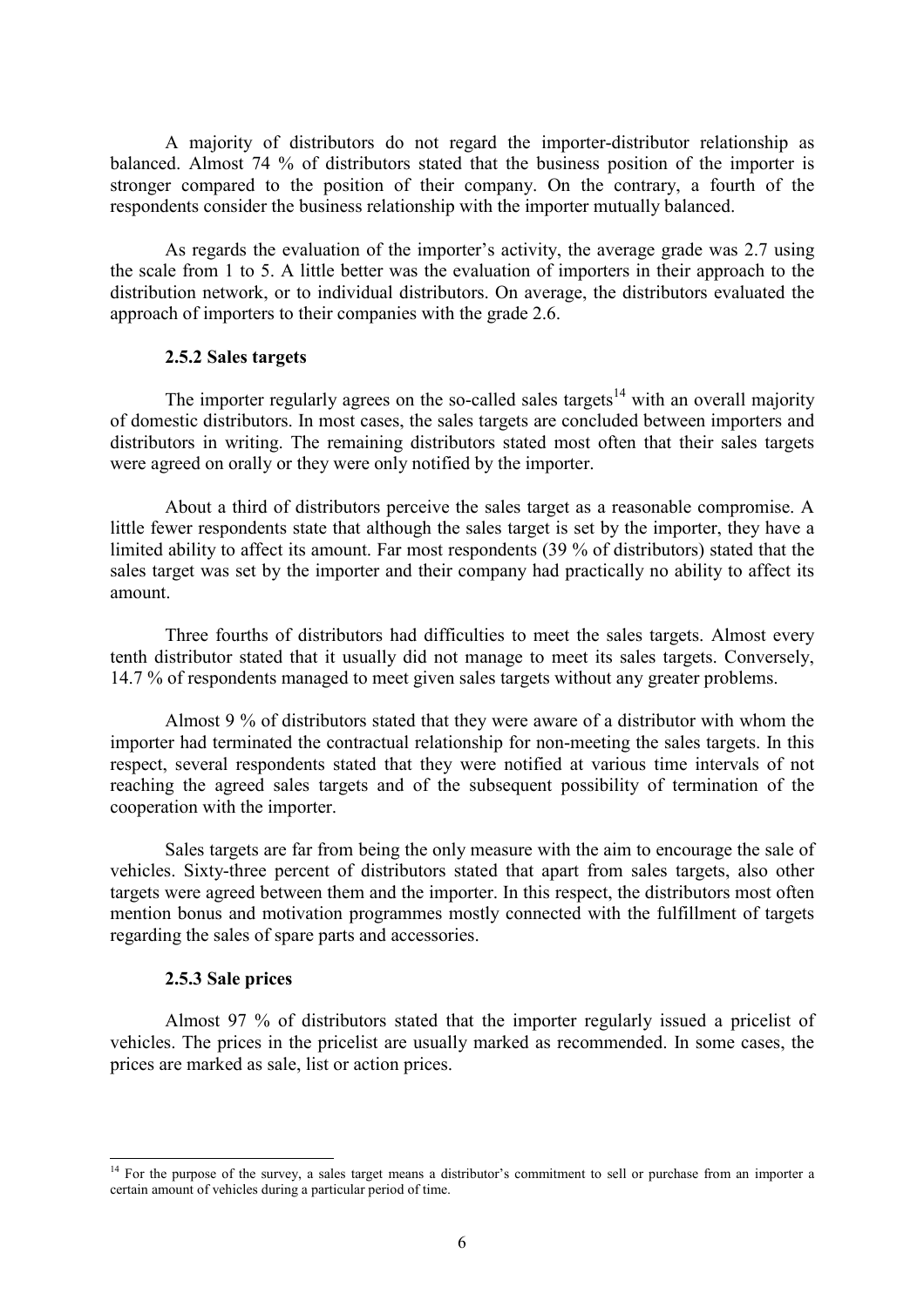A majority of distributors do not regard the importer-distributor relationship as balanced. Almost 74 % of distributors stated that the business position of the importer is stronger compared to the position of their company. On the contrary, a fourth of the respondents consider the business relationship with the importer mutually balanced.

As regards the evaluation of the importer's activity, the average grade was 2.7 using the scale from 1 to 5. A little better was the evaluation of importers in their approach to the distribution network, or to individual distributors. On average, the distributors evaluated the approach of importers to their companies with the grade 2.6.

### 2.5.2 Sales targets

The importer regularly agrees on the so-called sales targets[14] with an overall majority of domestic distributors. In most cases, the sales targets are concluded between importers and distributors in writing. The remaining distributors stated most often that their sales targets were agreed on orally or they were only notified by the importer.

About a third of distributors perceive the sales target as a reasonable compromise. A little fewer respondents state that although the sales target is set by the importer, they have a limited ability to affect its amount. Far most respondents (39 % of distributors) stated that the sales target was set by the importer and their company had practically no ability to affect its amount.

Three fourths of distributors had difficulties to meet the sales targets. Almost every tenth distributor stated that it usually did not manage to meet its sales targets. Conversely, 14.7 % of respondents managed to meet given sales targets without any greater problems.

Almost 9 % of distributors stated that they were aware of a distributor with whom the importer had terminated the contractual relationship for non-meeting the sales targets. In this respect, several respondents stated that they were notified at various time intervals of not reaching the agreed sales targets and of the subsequent possibility of termination of the cooperation with the importer.

Sales targets are far from being the only measure with the aim to encourage the sale of vehicles. Sixty-three percent of distributors stated that apart from sales targets, also other targets were agreed between them and the importer. In this respect, the distributors most often mention bonus and motivation programmes mostly connected with the fulfillment of targets regarding the sales of spare parts and accessories.

### 2.5.3 Sale prices

Almost 97 % of distributors stated that the importer regularly issued a pricelist of vehicles. The prices in the pricelist are usually marked as recommended. In some cases, the prices are marked as sale, list or action prices.

---

[14] For the purpose of the survey, a sales target means a distributor's commitment to sell or purchase from an importer a certain amount of vehicles during a particular period of time.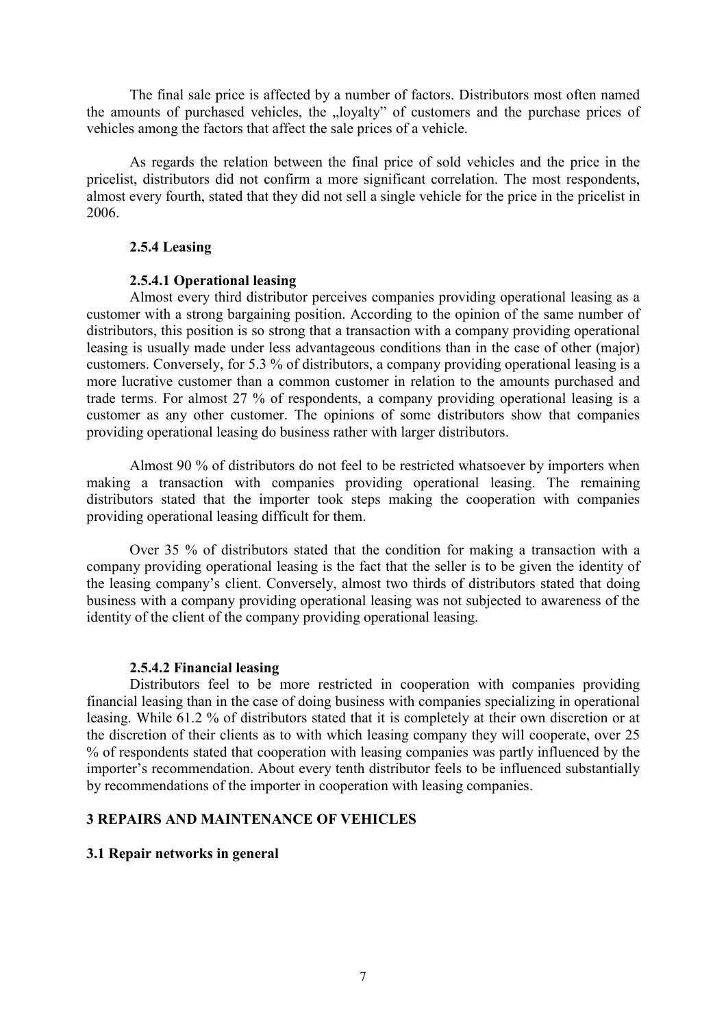The final sale price is affected by a number of factors. Distributors most often named the amounts of purchased vehicles, the „loyalty" of customers and the purchase prices of vehicles among the factors that affect the sale prices of a vehicle.

As regards the relation between the final price of sold vehicles and the price in the pricelist, distributors did not confirm a more significant correlation. The most respondents, almost every fourth, stated that they did not sell a single vehicle for the price in the pricelist in 2006.

#### 2.5.4 Leasing

##### 2.5.4.1 Operational leasing

Almost every third distributor perceives companies providing operational leasing as a customer with a strong bargaining position. According to the opinion of the same number of distributors, this position is so strong that a transaction with a company providing operational leasing is usually made under less advantageous conditions than in the case of other (major) customers. Conversely, for 5.3 % of distributors, a company providing operational leasing is a more lucrative customer than a common customer in relation to the amounts purchased and trade terms. For almost 27 % of respondents, a company providing operational leasing is a customer as any other customer. The opinions of some distributors show that companies providing operational leasing do business rather with larger distributors.

Almost 90 % of distributors do not feel to be restricted whatsoever by importers when making a transaction with companies providing operational leasing. The remaining distributors stated that the importer took steps making the cooperation with companies providing operational leasing difficult for them.

Over 35 % of distributors stated that the condition for making a transaction with a company providing operational leasing is the fact that the seller is to be given the identity of the leasing company's client. Conversely, almost two thirds of distributors stated that doing business with a company providing operational leasing was not subjected to awareness of the identity of the client of the company providing operational leasing.

##### 2.5.4.2 Financial leasing

Distributors feel to be more restricted in cooperation with companies providing financial leasing than in the case of doing business with companies specializing in operational leasing. While 61.2 % of distributors stated that it is completely at their own discretion or at the discretion of their clients as to with which leasing company they will cooperate, over 25 % of respondents stated that cooperation with leasing companies was partly influenced by the importer's recommendation. About every tenth distributor feels to be influenced substantially by recommendations of the importer in cooperation with leasing companies.

## 3 REPAIRS AND MAINTENANCE OF VEHICLES

### 3.1 Repair networks in general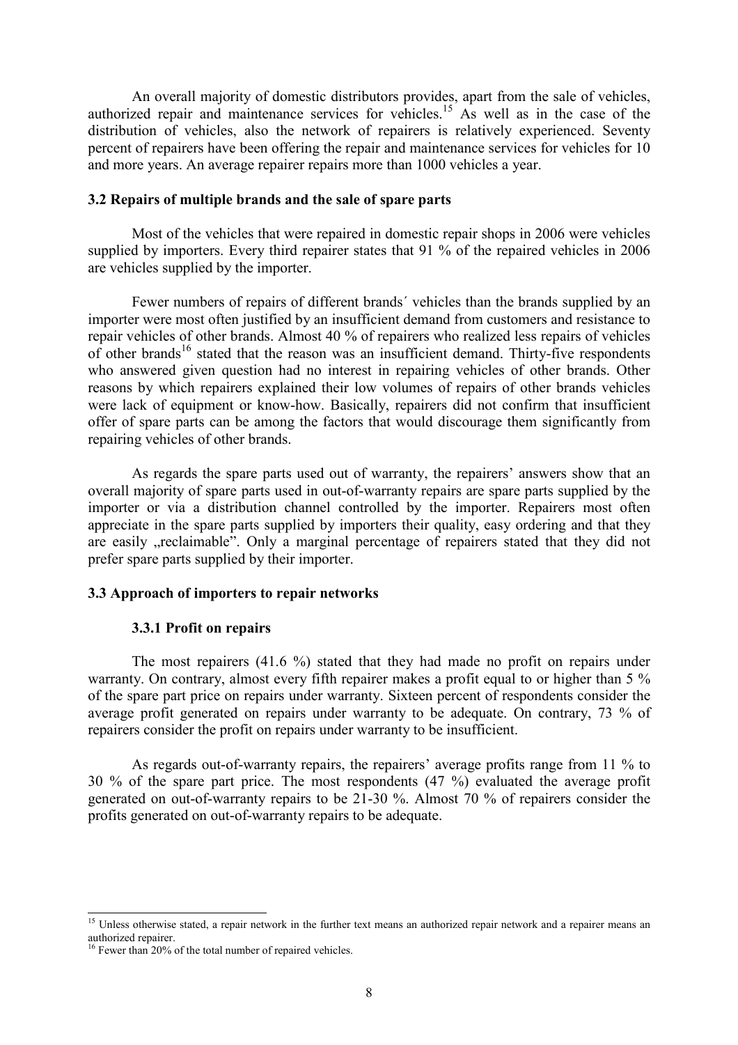An overall majority of domestic distributors provides, apart from the sale of vehicles, authorized repair and maintenance services for vehicles.[15] As well as in the case of the distribution of vehicles, also the network of repairers is relatively experienced. Seventy percent of repairers have been offering the repair and maintenance services for vehicles for 10 and more years. An average repairer repairs more than 1000 vehicles a year.

### 3.2 Repairs of multiple brands and the sale of spare parts

Most of the vehicles that were repaired in domestic repair shops in 2006 were vehicles supplied by importers. Every third repairer states that 91 % of the repaired vehicles in 2006 are vehicles supplied by the importer.

Fewer numbers of repairs of different brands´ vehicles than the brands supplied by an importer were most often justified by an insufficient demand from customers and resistance to repair vehicles of other brands. Almost 40 % of repairers who realized less repairs of vehicles of other brands[16] stated that the reason was an insufficient demand. Thirty-five respondents who answered given question had no interest in repairing vehicles of other brands. Other reasons by which repairers explained their low volumes of repairs of other brands vehicles were lack of equipment or know-how. Basically, repairers did not confirm that insufficient offer of spare parts can be among the factors that would discourage them significantly from repairing vehicles of other brands.

As regards the spare parts used out of warranty, the repairers' answers show that an overall majority of spare parts used in out-of-warranty repairs are spare parts supplied by the importer or via a distribution channel controlled by the importer. Repairers most often appreciate in the spare parts supplied by importers their quality, easy ordering and that they are easily „reclaimable". Only a marginal percentage of repairers stated that they did not prefer spare parts supplied by their importer.

### 3.3 Approach of importers to repair networks

#### 3.3.1 Profit on repairs

The most repairers (41.6 %) stated that they had made no profit on repairs under warranty. On contrary, almost every fifth repairer makes a profit equal to or higher than 5 % of the spare part price on repairs under warranty. Sixteen percent of respondents consider the average profit generated on repairs under warranty to be adequate. On contrary, 73 % of repairers consider the profit on repairs under warranty to be insufficient.

As regards out-of-warranty repairs, the repairers' average profits range from 11 % to 30 % of the spare part price. The most respondents (47 %) evaluated the average profit generated on out-of-warranty repairs to be 21-30 %. Almost 70 % of repairers consider the profits generated on out-of-warranty repairs to be adequate.

---

[15] Unless otherwise stated, a repair network in the further text means an authorized repair network and a repairer means an authorized repairer.

[16] Fewer than 20% of the total number of repaired vehicles.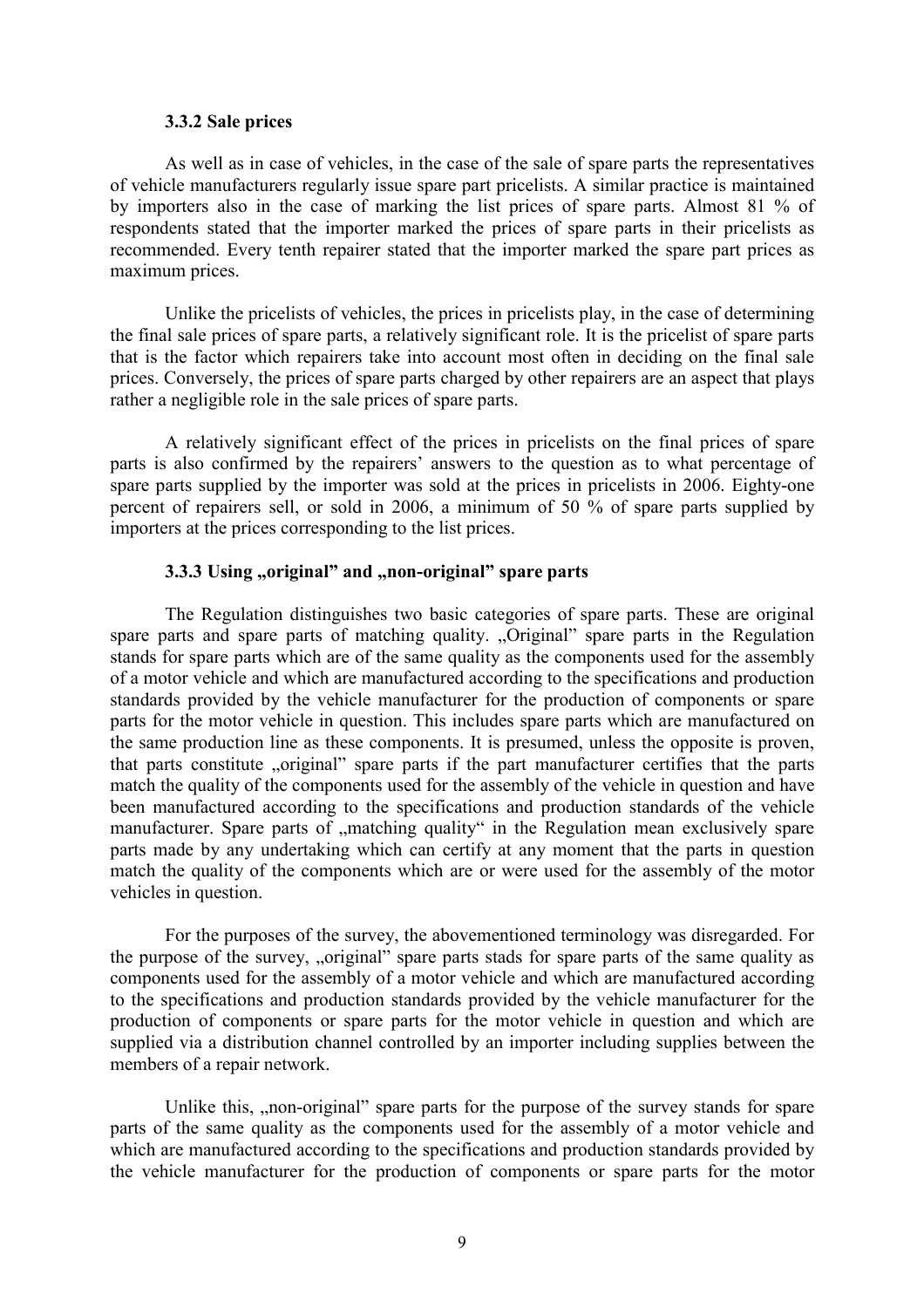### 3.3.2 Sale prices

As well as in case of vehicles, in the case of the sale of spare parts the representatives of vehicle manufacturers regularly issue spare part pricelists. A similar practice is maintained by importers also in the case of marking the list prices of spare parts. Almost 81 % of respondents stated that the importer marked the prices of spare parts in their pricelists as recommended. Every tenth repairer stated that the importer marked the spare part prices as maximum prices.

Unlike the pricelists of vehicles, the prices in pricelists play, in the case of determining the final sale prices of spare parts, a relatively significant role. It is the pricelist of spare parts that is the factor which repairers take into account most often in deciding on the final sale prices. Conversely, the prices of spare parts charged by other repairers are an aspect that plays rather a negligible role in the sale prices of spare parts.

A relatively significant effect of the prices in pricelists on the final prices of spare parts is also confirmed by the repairers' answers to the question as to what percentage of spare parts supplied by the importer was sold at the prices in pricelists in 2006. Eighty-one percent of repairers sell, or sold in 2006, a minimum of 50 % of spare parts supplied by importers at the prices corresponding to the list prices.

### 3.3.3 Using „original" and „non-original" spare parts

The Regulation distinguishes two basic categories of spare parts. These are original spare parts and spare parts of matching quality. „Original" spare parts in the Regulation stands for spare parts which are of the same quality as the components used for the assembly of a motor vehicle and which are manufactured according to the specifications and production standards provided by the vehicle manufacturer for the production of components or spare parts for the motor vehicle in question. This includes spare parts which are manufactured on the same production line as these components. It is presumed, unless the opposite is proven, that parts constitute „original" spare parts if the part manufacturer certifies that the parts match the quality of the components used for the assembly of the vehicle in question and have been manufactured according to the specifications and production standards of the vehicle manufacturer. Spare parts of „matching quality" in the Regulation mean exclusively spare parts made by any undertaking which can certify at any moment that the parts in question match the quality of the components which are or were used for the assembly of the motor vehicles in question.

For the purposes of the survey, the abovementioned terminology was disregarded. For the purpose of the survey, „original" spare parts stads for spare parts of the same quality as components used for the assembly of a motor vehicle and which are manufactured according to the specifications and production standards provided by the vehicle manufacturer for the production of components or spare parts for the motor vehicle in question and which are supplied via a distribution channel controlled by an importer including supplies between the members of a repair network.

Unlike this, „non-original" spare parts for the purpose of the survey stands for spare parts of the same quality as the components used for the assembly of a motor vehicle and which are manufactured according to the specifications and production standards provided by the vehicle manufacturer for the production of components or spare parts for the motor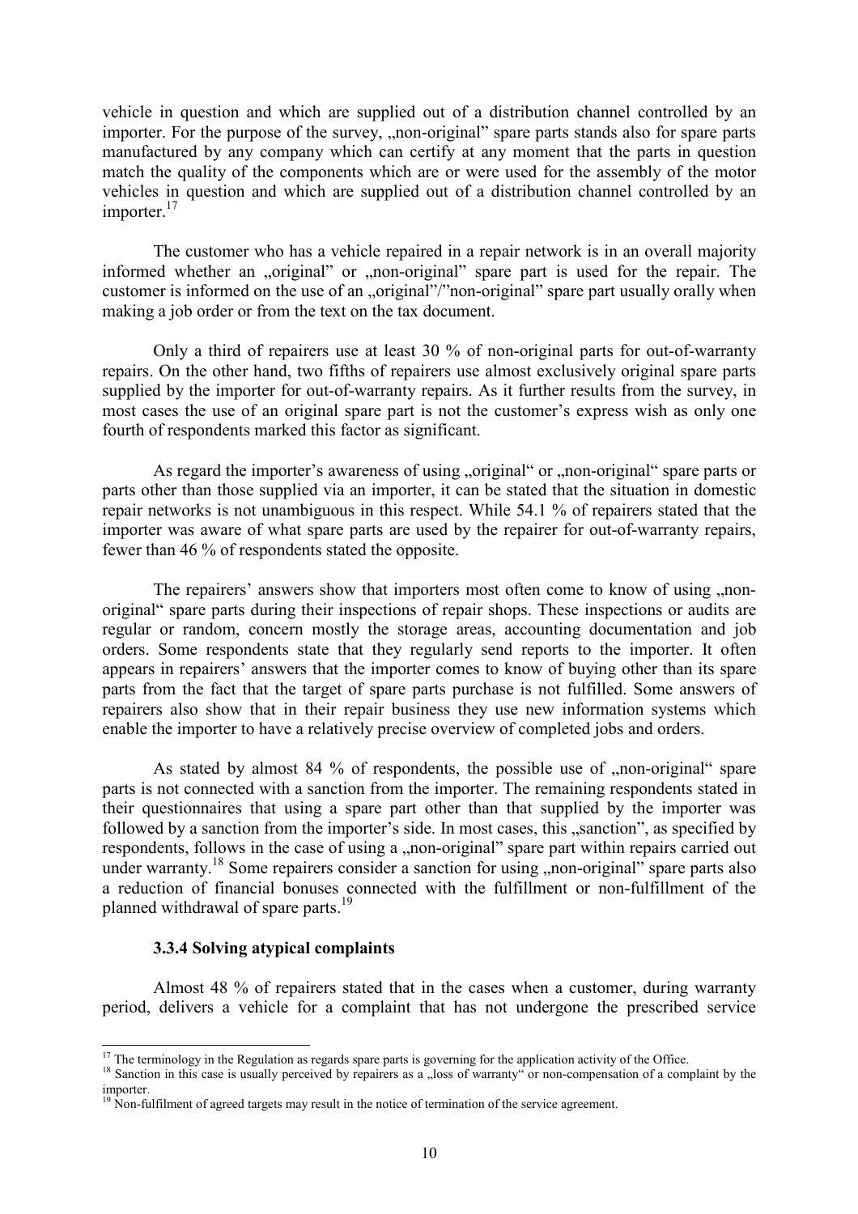vehicle in question and which are supplied out of a distribution channel controlled by an importer. For the purpose of the survey, „non-original" spare parts stands also for spare parts manufactured by any company which can certify at any moment that the parts in question match the quality of the components which are or were used for the assembly of the motor vehicles in question and which are supplied out of a distribution channel controlled by an importer.[17]

The customer who has a vehicle repaired in a repair network is in an overall majority informed whether an „original" or „non-original" spare part is used for the repair. The customer is informed on the use of an „original"/"non-original" spare part usually orally when making a job order or from the text on the tax document.

Only a third of repairers use at least 30 % of non-original parts for out-of-warranty repairs. On the other hand, two fifths of repairers use almost exclusively original spare parts supplied by the importer for out-of-warranty repairs. As it further results from the survey, in most cases the use of an original spare part is not the customer's express wish as only one fourth of respondents marked this factor as significant.

As regard the importer's awareness of using „original" or „non-original" spare parts or parts other than those supplied via an importer, it can be stated that the situation in domestic repair networks is not unambiguous in this respect. While 54.1 % of repairers stated that the importer was aware of what spare parts are used by the repairer for out-of-warranty repairs, fewer than 46 % of respondents stated the opposite.

The repairers' answers show that importers most often come to know of using „non-original" spare parts during their inspections of repair shops. These inspections or audits are regular or random, concern mostly the storage areas, accounting documentation and job orders. Some respondents state that they regularly send reports to the importer. It often appears in repairers' answers that the importer comes to know of buying other than its spare parts from the fact that the target of spare parts purchase is not fulfilled. Some answers of repairers also show that in their repair business they use new information systems which enable the importer to have a relatively precise overview of completed jobs and orders.

As stated by almost 84 % of respondents, the possible use of „non-original" spare parts is not connected with a sanction from the importer. The remaining respondents stated in their questionnaires that using a spare part other than that supplied by the importer was followed by a sanction from the importer's side. In most cases, this „sanction", as specified by respondents, follows in the case of using a „non-original" spare part within repairs carried out under warranty.[18] Some repairers consider a sanction for using „non-original" spare parts also a reduction of financial bonuses connected with the fulfillment or non-fulfillment of the planned withdrawal of spare parts.[19]

### 3.3.4 Solving atypical complaints

Almost 48 % of repairers stated that in the cases when a customer, during warranty period, delivers a vehicle for a complaint that has not undergone the prescribed service

---

[17] The terminology in the Regulation as regards spare parts is governing for the application activity of the Office.

[18] Sanction in this case is usually perceived by repairers as a „loss of warranty" or non-compensation of a complaint by the importer.

[19] Non-fulfilment of agreed targets may result in the notice of termination of the service agreement.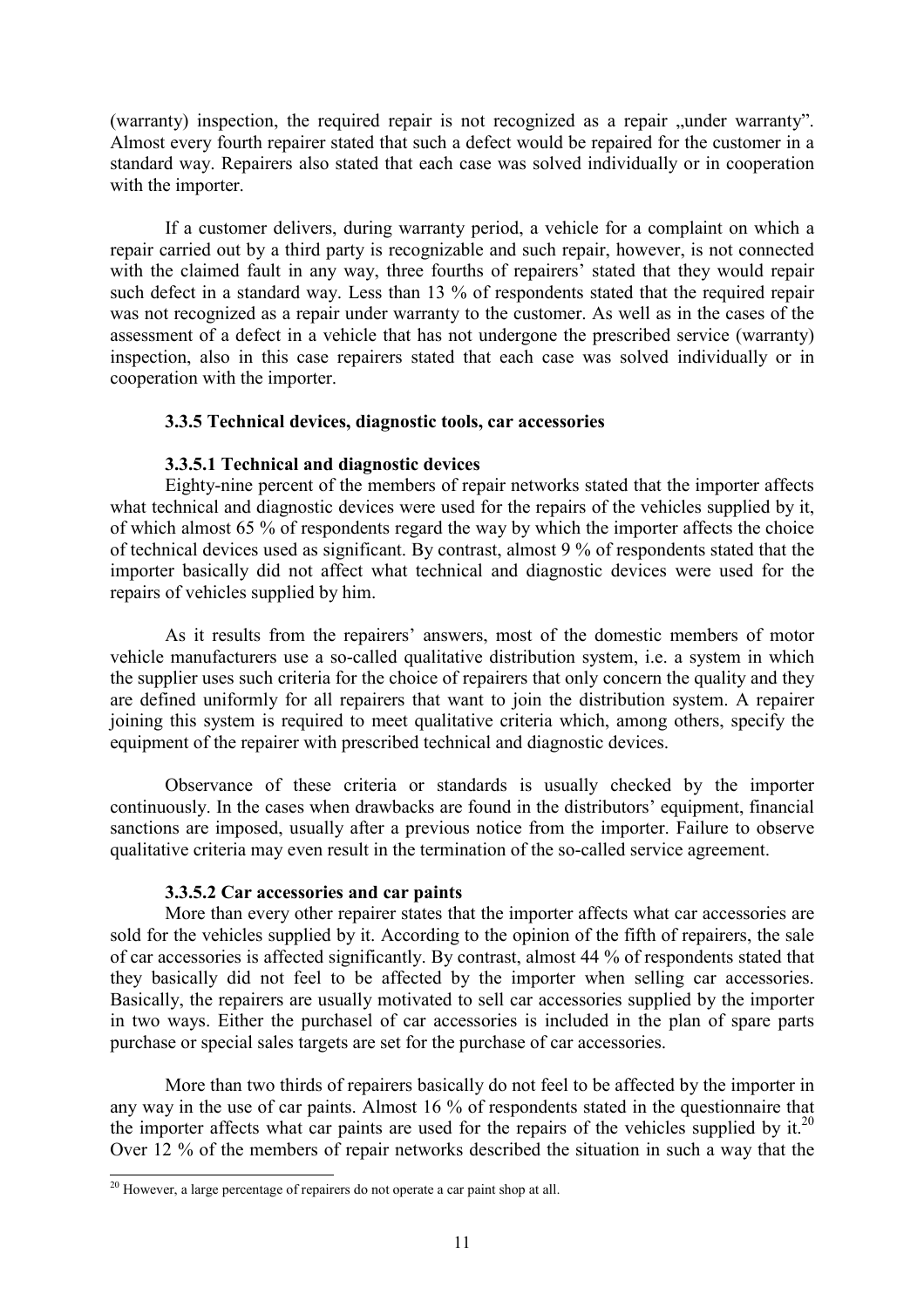(warranty) inspection, the required repair is not recognized as a repair „under warranty". Almost every fourth repairer stated that such a defect would be repaired for the customer in a standard way. Repairers also stated that each case was solved individually or in cooperation with the importer.

If a customer delivers, during warranty period, a vehicle for a complaint on which a repair carried out by a third party is recognizable and such repair, however, is not connected with the claimed fault in any way, three fourths of repairers' stated that they would repair such defect in a standard way. Less than 13 % of respondents stated that the required repair was not recognized as a repair under warranty to the customer. As well as in the cases of the assessment of a defect in a vehicle that has not undergone the prescribed service (warranty) inspection, also in this case repairers stated that each case was solved individually or in cooperation with the importer.

#### 3.3.5 Technical devices, diagnostic tools, car accessories

##### 3.3.5.1 Technical and diagnostic devices

Eighty-nine percent of the members of repair networks stated that the importer affects what technical and diagnostic devices were used for the repairs of the vehicles supplied by it, of which almost 65 % of respondents regard the way by which the importer affects the choice of technical devices used as significant. By contrast, almost 9 % of respondents stated that the importer basically did not affect what technical and diagnostic devices were used for the repairs of vehicles supplied by him.

As it results from the repairers' answers, most of the domestic members of motor vehicle manufacturers use a so-called qualitative distribution system, i.e. a system in which the supplier uses such criteria for the choice of repairers that only concern the quality and they are defined uniformly for all repairers that want to join the distribution system. A repairer joining this system is required to meet qualitative criteria which, among others, specify the equipment of the repairer with prescribed technical and diagnostic devices.

Observance of these criteria or standards is usually checked by the importer continuously. In the cases when drawbacks are found in the distributors' equipment, financial sanctions are imposed, usually after a previous notice from the importer. Failure to observe qualitative criteria may even result in the termination of the so-called service agreement.

##### 3.3.5.2 Car accessories and car paints

More than every other repairer states that the importer affects what car accessories are sold for the vehicles supplied by it. According to the opinion of the fifth of repairers, the sale of car accessories is affected significantly. By contrast, almost 44 % of respondents stated that they basically did not feel to be affected by the importer when selling car accessories. Basically, the repairers are usually motivated to sell car accessories supplied by the importer in two ways. Either the purchasel of car accessories is included in the plan of spare parts purchase or special sales targets are set for the purchase of car accessories.

More than two thirds of repairers basically do not feel to be affected by the importer in any way in the use of car paints. Almost 16 % of respondents stated in the questionnaire that the importer affects what car paints are used for the repairs of the vehicles supplied by it.[20] Over 12 % of the members of repair networks described the situation in such a way that the

[20] However, a large percentage of repairers do not operate a car paint shop at all.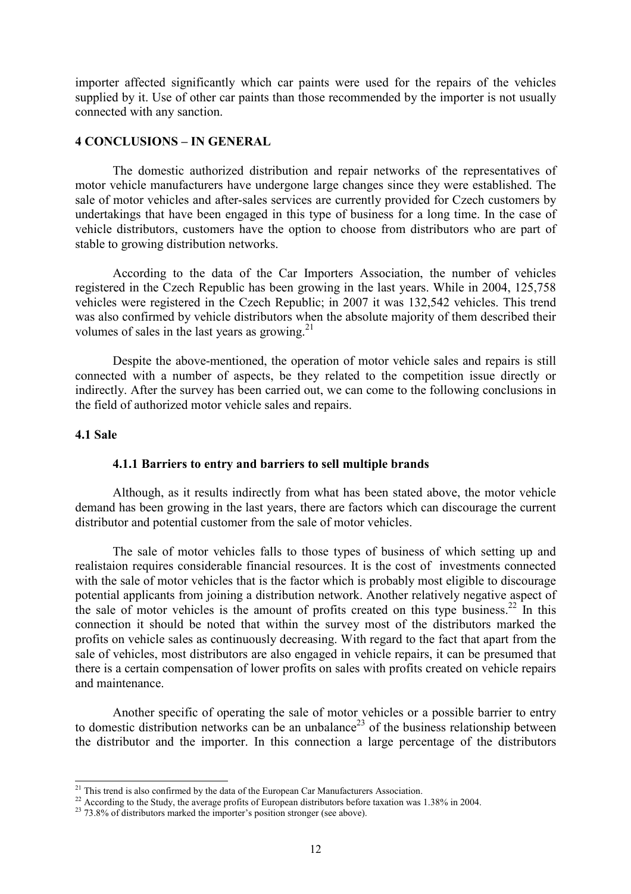importer affected significantly which car paints were used for the repairs of the vehicles supplied by it. Use of other car paints than those recommended by the importer is not usually connected with any sanction.

## 4 CONCLUSIONS – IN GENERAL

The domestic authorized distribution and repair networks of the representatives of motor vehicle manufacturers have undergone large changes since they were established. The sale of motor vehicles and after-sales services are currently provided for Czech customers by undertakings that have been engaged in this type of business for a long time. In the case of vehicle distributors, customers have the option to choose from distributors who are part of stable to growing distribution networks.

According to the data of the Car Importers Association, the number of vehicles registered in the Czech Republic has been growing in the last years. While in 2004, 125,758 vehicles were registered in the Czech Republic; in 2007 it was 132,542 vehicles. This trend was also confirmed by vehicle distributors when the absolute majority of them described their volumes of sales in the last years as growing.[21]

Despite the above-mentioned, the operation of motor vehicle sales and repairs is still connected with a number of aspects, be they related to the competition issue directly or indirectly. After the survey has been carried out, we can come to the following conclusions in the field of authorized motor vehicle sales and repairs.

### 4.1 Sale

#### 4.1.1 Barriers to entry and barriers to sell multiple brands

Although, as it results indirectly from what has been stated above, the motor vehicle demand has been growing in the last years, there are factors which can discourage the current distributor and potential customer from the sale of motor vehicles.

The sale of motor vehicles falls to those types of business of which setting up and realistaion requires considerable financial resources. It is the cost of investments connected with the sale of motor vehicles that is the factor which is probably most eligible to discourage potential applicants from joining a distribution network. Another relatively negative aspect of the sale of motor vehicles is the amount of profits created on this type business.[22] In this connection it should be noted that within the survey most of the distributors marked the profits on vehicle sales as continuously decreasing. With regard to the fact that apart from the sale of vehicles, most distributors are also engaged in vehicle repairs, it can be presumed that there is a certain compensation of lower profits on sales with profits created on vehicle repairs and maintenance.

Another specific of operating the sale of motor vehicles or a possible barrier to entry to domestic distribution networks can be an unbalance[23] of the business relationship between the distributor and the importer. In this connection a large percentage of the distributors

---

[21] This trend is also confirmed by the data of the European Car Manufacturers Association.

[22] According to the Study, the average profits of European distributors before taxation was 1.38% in 2004.

[23] 73.8% of distributors marked the importer's position stronger (see above).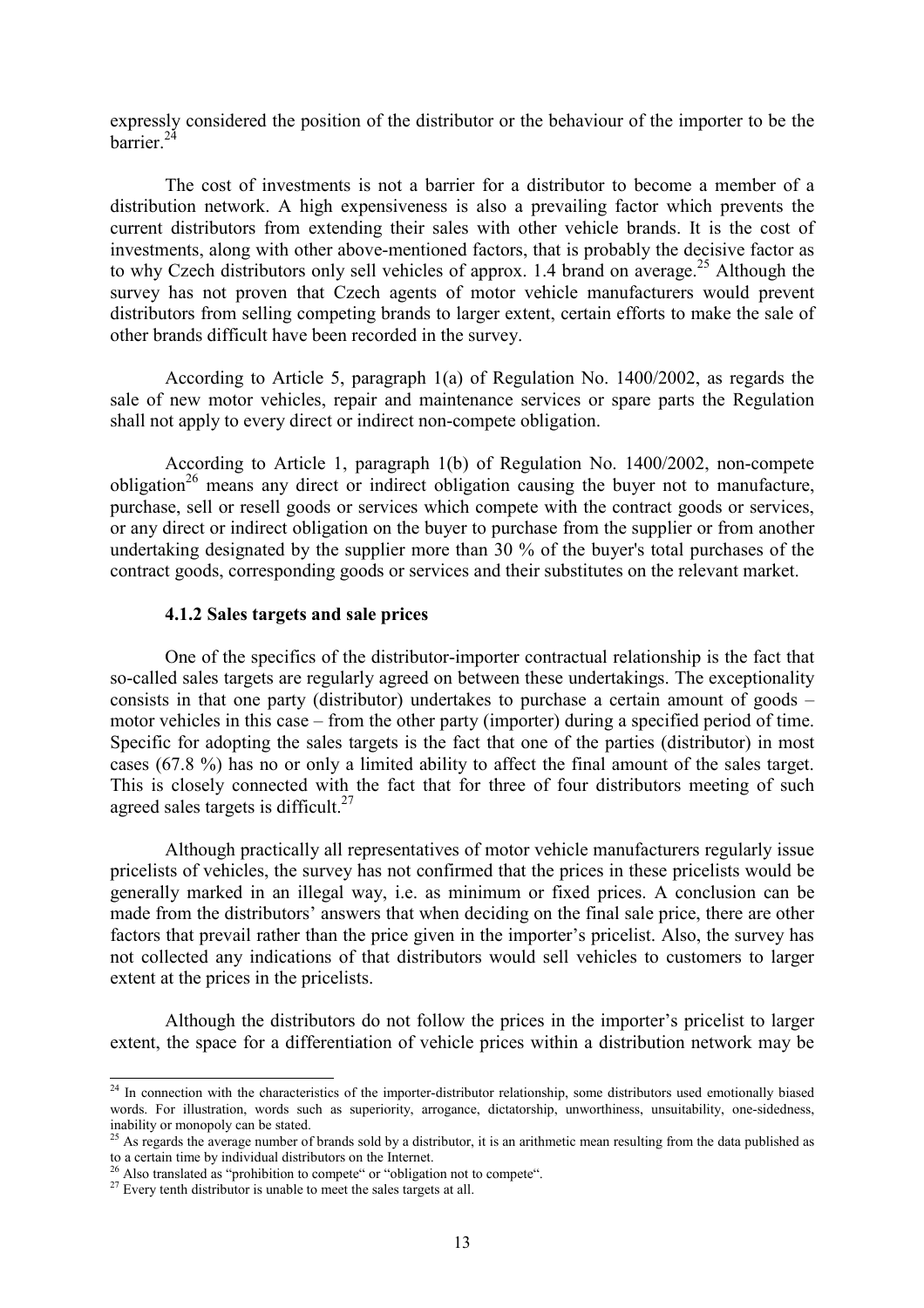expressly considered the position of the distributor or the behaviour of the importer to be the barrier.[24]

The cost of investments is not a barrier for a distributor to become a member of a distribution network. A high expensiveness is also a prevailing factor which prevents the current distributors from extending their sales with other vehicle brands. It is the cost of investments, along with other above-mentioned factors, that is probably the decisive factor as to why Czech distributors only sell vehicles of approx. 1.4 brand on average.[25] Although the survey has not proven that Czech agents of motor vehicle manufacturers would prevent distributors from selling competing brands to larger extent, certain efforts to make the sale of other brands difficult have been recorded in the survey.

According to Article 5, paragraph 1(a) of Regulation No. 1400/2002, as regards the sale of new motor vehicles, repair and maintenance services or spare parts the Regulation shall not apply to every direct or indirect non-compete obligation.

According to Article 1, paragraph 1(b) of Regulation No. 1400/2002, non-compete obligation[26] means any direct or indirect obligation causing the buyer not to manufacture, purchase, sell or resell goods or services which compete with the contract goods or services, or any direct or indirect obligation on the buyer to purchase from the supplier or from another undertaking designated by the supplier more than 30 % of the buyer's total purchases of the contract goods, corresponding goods or services and their substitutes on the relevant market.

### 4.1.2 Sales targets and sale prices

One of the specifics of the distributor-importer contractual relationship is the fact that so-called sales targets are regularly agreed on between these undertakings. The exceptionality consists in that one party (distributor) undertakes to purchase a certain amount of goods – motor vehicles in this case – from the other party (importer) during a specified period of time. Specific for adopting the sales targets is the fact that one of the parties (distributor) in most cases (67.8 %) has no or only a limited ability to affect the final amount of the sales target. This is closely connected with the fact that for three of four distributors meeting of such agreed sales targets is difficult.[27]

Although practically all representatives of motor vehicle manufacturers regularly issue pricelists of vehicles, the survey has not confirmed that the prices in these pricelists would be generally marked in an illegal way, i.e. as minimum or fixed prices. A conclusion can be made from the distributors' answers that when deciding on the final sale price, there are other factors that prevail rather than the price given in the importer's pricelist. Also, the survey has not collected any indications of that distributors would sell vehicles to customers to larger extent at the prices in the pricelists.

Although the distributors do not follow the prices in the importer's pricelist to larger extent, the space for a differentiation of vehicle prices within a distribution network may be

---

[24] In connection with the characteristics of the importer-distributor relationship, some distributors used emotionally biased words. For illustration, words such as superiority, arrogance, dictatorship, unworthiness, unsuitability, one-sidedness, inability or monopoly can be stated.

[25] As regards the average number of brands sold by a distributor, it is an arithmetic mean resulting from the data published as to a certain time by individual distributors on the Internet.

[26] Also translated as "prohibition to compete" or "obligation not to compete".

[27] Every tenth distributor is unable to meet the sales targets at all.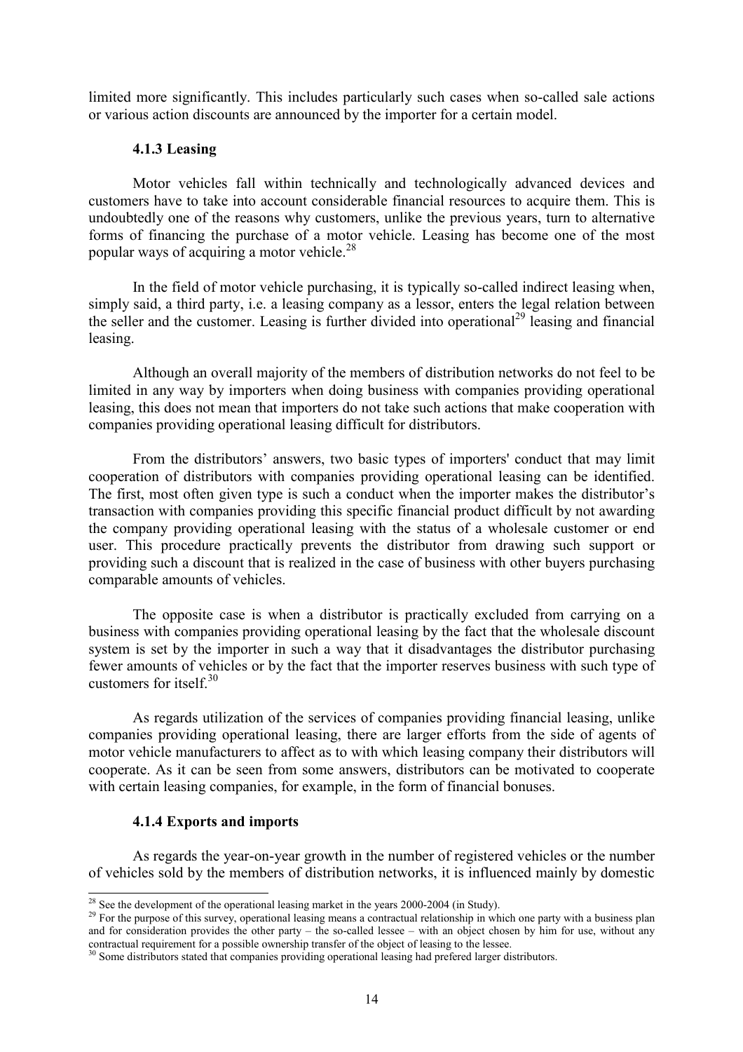limited more significantly. This includes particularly such cases when so-called sale actions or various action discounts are announced by the importer for a certain model.

### 4.1.3 Leasing

Motor vehicles fall within technically and technologically advanced devices and customers have to take into account considerable financial resources to acquire them. This is undoubtedly one of the reasons why customers, unlike the previous years, turn to alternative forms of financing the purchase of a motor vehicle. Leasing has become one of the most popular ways of acquiring a motor vehicle.[28]

In the field of motor vehicle purchasing, it is typically so-called indirect leasing when, simply said, a third party, i.e. a leasing company as a lessor, enters the legal relation between the seller and the customer. Leasing is further divided into operational[29] leasing and financial leasing.

Although an overall majority of the members of distribution networks do not feel to be limited in any way by importers when doing business with companies providing operational leasing, this does not mean that importers do not take such actions that make cooperation with companies providing operational leasing difficult for distributors.

From the distributors' answers, two basic types of importers' conduct that may limit cooperation of distributors with companies providing operational leasing can be identified. The first, most often given type is such a conduct when the importer makes the distributor's transaction with companies providing this specific financial product difficult by not awarding the company providing operational leasing with the status of a wholesale customer or end user. This procedure practically prevents the distributor from drawing such support or providing such a discount that is realized in the case of business with other buyers purchasing comparable amounts of vehicles.

The opposite case is when a distributor is practically excluded from carrying on a business with companies providing operational leasing by the fact that the wholesale discount system is set by the importer in such a way that it disadvantages the distributor purchasing fewer amounts of vehicles or by the fact that the importer reserves business with such type of customers for itself.[30]

As regards utilization of the services of companies providing financial leasing, unlike companies providing operational leasing, there are larger efforts from the side of agents of motor vehicle manufacturers to affect as to with which leasing company their distributors will cooperate. As it can be seen from some answers, distributors can be motivated to cooperate with certain leasing companies, for example, in the form of financial bonuses.

### 4.1.4 Exports and imports

As regards the year-on-year growth in the number of registered vehicles or the number of vehicles sold by the members of distribution networks, it is influenced mainly by domestic

---

[28] See the development of the operational leasing market in the years 2000-2004 (in Study).

[29] For the purpose of this survey, operational leasing means a contractual relationship in which one party with a business plan and for consideration provides the other party – the so-called lessee – with an object chosen by him for use, without any contractual requirement for a possible ownership transfer of the object of leasing to the lessee.

[30] Some distributors stated that companies providing operational leasing had prefered larger distributors.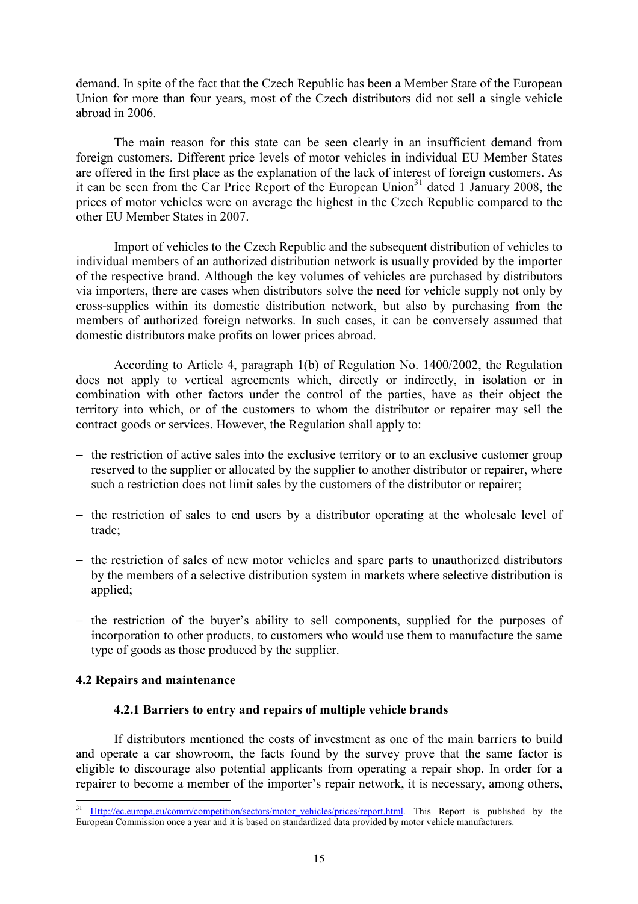demand. In spite of the fact that the Czech Republic has been a Member State of the European Union for more than four years, most of the Czech distributors did not sell a single vehicle abroad in 2006.

The main reason for this state can be seen clearly in an insufficient demand from foreign customers. Different price levels of motor vehicles in individual EU Member States are offered in the first place as the explanation of the lack of interest of foreign customers. As it can be seen from the Car Price Report of the European Union[31] dated 1 January 2008, the prices of motor vehicles were on average the highest in the Czech Republic compared to the other EU Member States in 2007.

Import of vehicles to the Czech Republic and the subsequent distribution of vehicles to individual members of an authorized distribution network is usually provided by the importer of the respective brand. Although the key volumes of vehicles are purchased by distributors via importers, there are cases when distributors solve the need for vehicle supply not only by cross-supplies within its domestic distribution network, but also by purchasing from the members of authorized foreign networks. In such cases, it can be conversely assumed that domestic distributors make profits on lower prices abroad.

According to Article 4, paragraph 1(b) of Regulation No. 1400/2002, the Regulation does not apply to vertical agreements which, directly or indirectly, in isolation or in combination with other factors under the control of the parties, have as their object the territory into which, or of the customers to whom the distributor or repairer may sell the contract goods or services. However, the Regulation shall apply to:

- the restriction of active sales into the exclusive territory or to an exclusive customer group reserved to the supplier or allocated by the supplier to another distributor or repairer, where such a restriction does not limit sales by the customers of the distributor or repairer;
- the restriction of sales to end users by a distributor operating at the wholesale level of trade;
- the restriction of sales of new motor vehicles and spare parts to unauthorized distributors by the members of a selective distribution system in markets where selective distribution is applied;
- the restriction of the buyer's ability to sell components, supplied for the purposes of incorporation to other products, to customers who would use them to manufacture the same type of goods as those produced by the supplier.

### 4.2 Repairs and maintenance

#### 4.2.1 Barriers to entry and repairs of multiple vehicle brands

If distributors mentioned the costs of investment as one of the main barriers to build and operate a car showroom, the facts found by the survey prove that the same factor is eligible to discourage also potential applicants from operating a repair shop. In order for a repairer to become a member of the importer's repair network, it is necessary, among others,

---

[31] Http://ec.europa.eu/comm/competition/sectors/motor_vehicles/prices/report.html. This Report is published by the European Commission once a year and it is based on standardized data provided by motor vehicle manufacturers.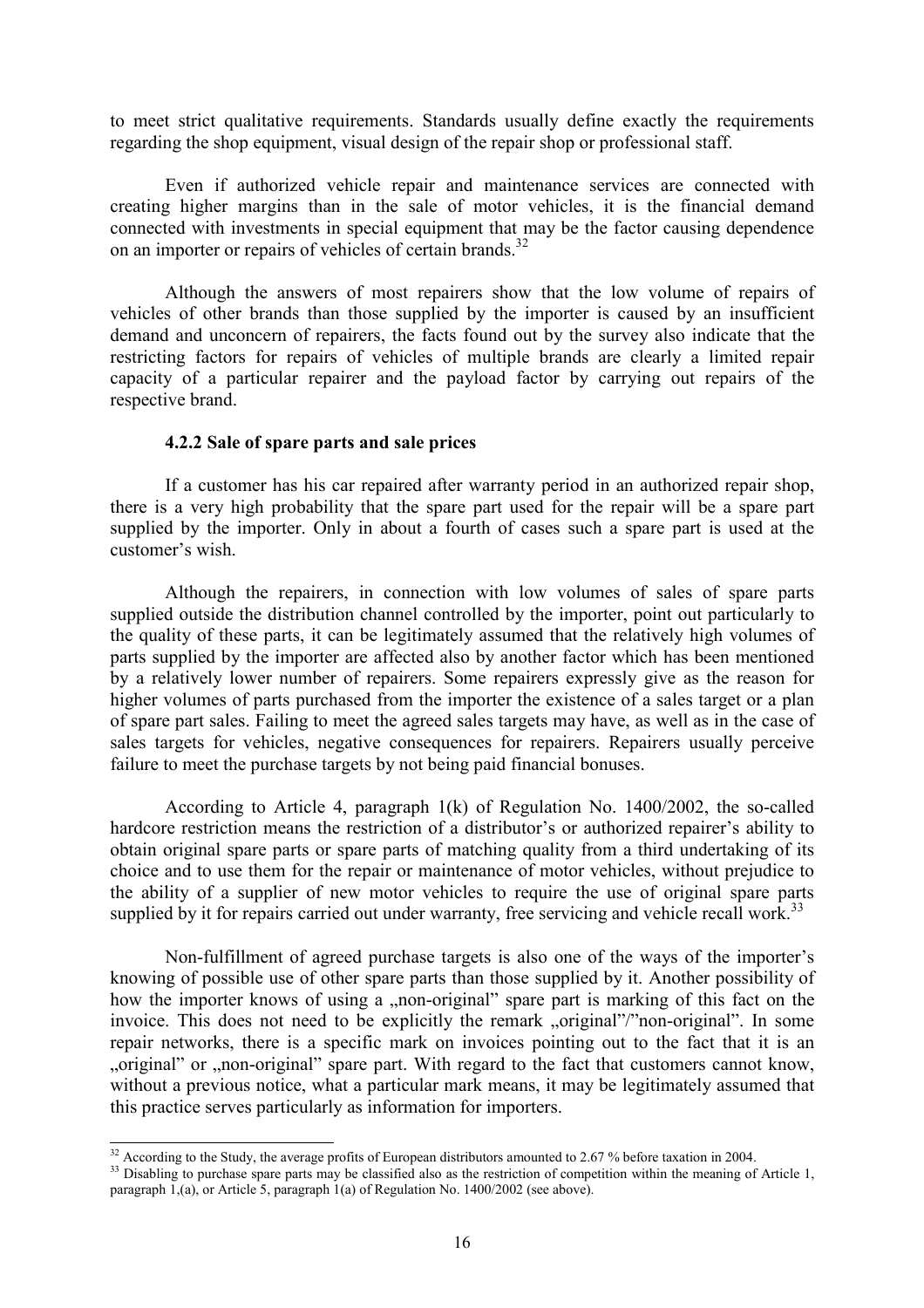to meet strict qualitative requirements. Standards usually define exactly the requirements regarding the shop equipment, visual design of the repair shop or professional staff.

Even if authorized vehicle repair and maintenance services are connected with creating higher margins than in the sale of motor vehicles, it is the financial demand connected with investments in special equipment that may be the factor causing dependence on an importer or repairs of vehicles of certain brands.[32]

Although the answers of most repairers show that the low volume of repairs of vehicles of other brands than those supplied by the importer is caused by an insufficient demand and unconcern of repairers, the facts found out by the survey also indicate that the restricting factors for repairs of vehicles of multiple brands are clearly a limited repair capacity of a particular repairer and the payload factor by carrying out repairs of the respective brand.

#### 4.2.2 Sale of spare parts and sale prices

If a customer has his car repaired after warranty period in an authorized repair shop, there is a very high probability that the spare part used for the repair will be a spare part supplied by the importer. Only in about a fourth of cases such a spare part is used at the customer's wish.

Although the repairers, in connection with low volumes of sales of spare parts supplied outside the distribution channel controlled by the importer, point out particularly to the quality of these parts, it can be legitimately assumed that the relatively high volumes of parts supplied by the importer are affected also by another factor which has been mentioned by a relatively lower number of repairers. Some repairers expressly give as the reason for higher volumes of parts purchased from the importer the existence of a sales target or a plan of spare part sales. Failing to meet the agreed sales targets may have, as well as in the case of sales targets for vehicles, negative consequences for repairers. Repairers usually perceive failure to meet the purchase targets by not being paid financial bonuses.

According to Article 4, paragraph 1(k) of Regulation No. 1400/2002, the so-called hardcore restriction means the restriction of a distributor's or authorized repairer's ability to obtain original spare parts or spare parts of matching quality from a third undertaking of its choice and to use them for the repair or maintenance of motor vehicles, without prejudice to the ability of a supplier of new motor vehicles to require the use of original spare parts supplied by it for repairs carried out under warranty, free servicing and vehicle recall work.[33]

Non-fulfillment of agreed purchase targets is also one of the ways of the importer's knowing of possible use of other spare parts than those supplied by it. Another possibility of how the importer knows of using a „non-original" spare part is marking of this fact on the invoice. This does not need to be explicitly the remark „original"/"non-original". In some repair networks, there is a specific mark on invoices pointing out to the fact that it is an „original" or „non-original" spare part. With regard to the fact that customers cannot know, without a previous notice, what a particular mark means, it may be legitimately assumed that this practice serves particularly as information for importers.

---

[32] According to the Study, the average profits of European distributors amounted to 2.67 % before taxation in 2004.

[33] Disabling to purchase spare parts may be classified also as the restriction of competition within the meaning of Article 1, paragraph 1,(a), or Article 5, paragraph 1(a) of Regulation No. 1400/2002 (see above).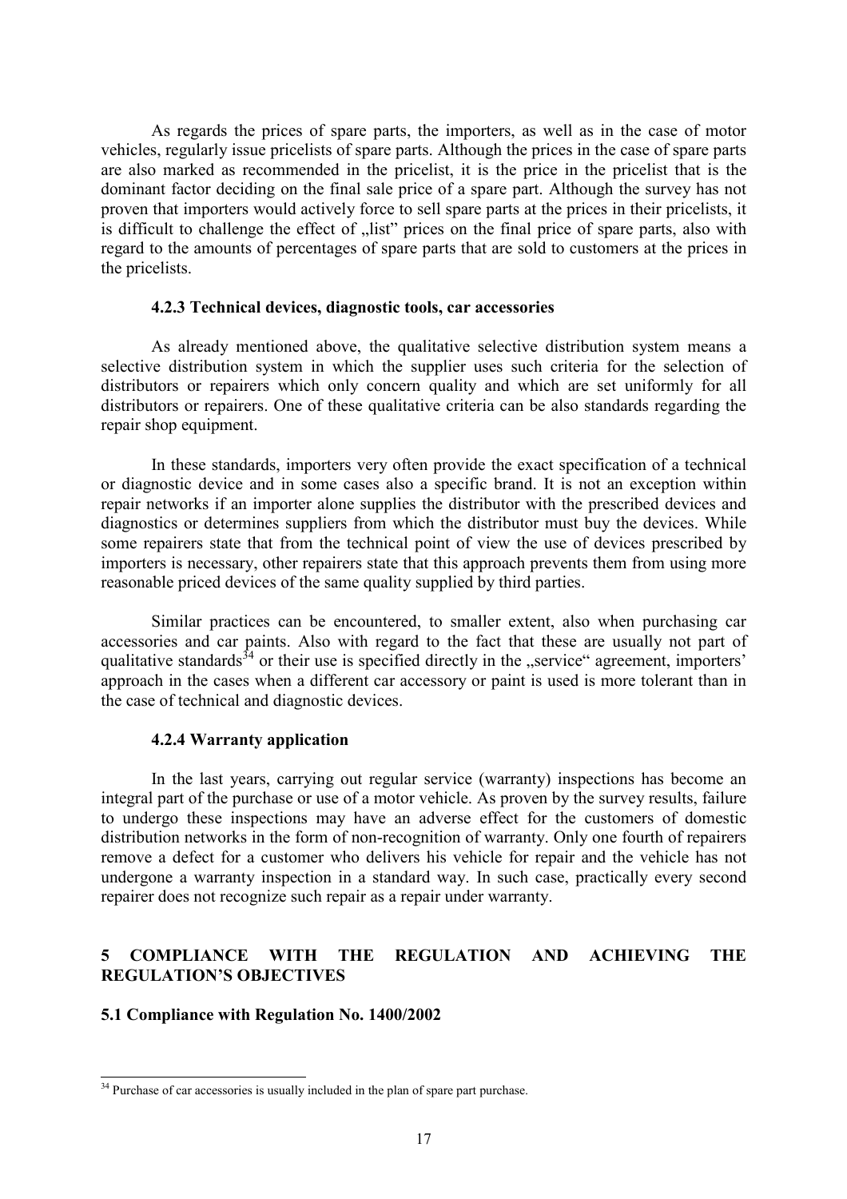As regards the prices of spare parts, the importers, as well as in the case of motor vehicles, regularly issue pricelists of spare parts. Although the prices in the case of spare parts are also marked as recommended in the pricelist, it is the price in the pricelist that is the dominant factor deciding on the final sale price of a spare part. Although the survey has not proven that importers would actively force to sell spare parts at the prices in their pricelists, it is difficult to challenge the effect of „list" prices on the final price of spare parts, also with regard to the amounts of percentages of spare parts that are sold to customers at the prices in the pricelists.

### 4.2.3 Technical devices, diagnostic tools, car accessories

As already mentioned above, the qualitative selective distribution system means a selective distribution system in which the supplier uses such criteria for the selection of distributors or repairers which only concern quality and which are set uniformly for all distributors or repairers. One of these qualitative criteria can be also standards regarding the repair shop equipment.

In these standards, importers very often provide the exact specification of a technical or diagnostic device and in some cases also a specific brand. It is not an exception within repair networks if an importer alone supplies the distributor with the prescribed devices and diagnostics or determines suppliers from which the distributor must buy the devices. While some repairers state that from the technical point of view the use of devices prescribed by importers is necessary, other repairers state that this approach prevents them from using more reasonable priced devices of the same quality supplied by third parties.

Similar practices can be encountered, to smaller extent, also when purchasing car accessories and car paints. Also with regard to the fact that these are usually not part of qualitative standards[34] or their use is specified directly in the „service" agreement, importers' approach in the cases when a different car accessory or paint is used is more tolerant than in the case of technical and diagnostic devices.

### 4.2.4 Warranty application

In the last years, carrying out regular service (warranty) inspections has become an integral part of the purchase or use of a motor vehicle. As proven by the survey results, failure to undergo these inspections may have an adverse effect for the customers of domestic distribution networks in the form of non-recognition of warranty. Only one fourth of repairers remove a defect for a customer who delivers his vehicle for repair and the vehicle has not undergone a warranty inspection in a standard way. In such case, practically every second repairer does not recognize such repair as a repair under warranty.

## 5 COMPLIANCE WITH THE REGULATION AND ACHIEVING THE REGULATION'S OBJECTIVES

### 5.1 Compliance with Regulation No. 1400/2002

[34] Purchase of car accessories is usually included in the plan of spare part purchase.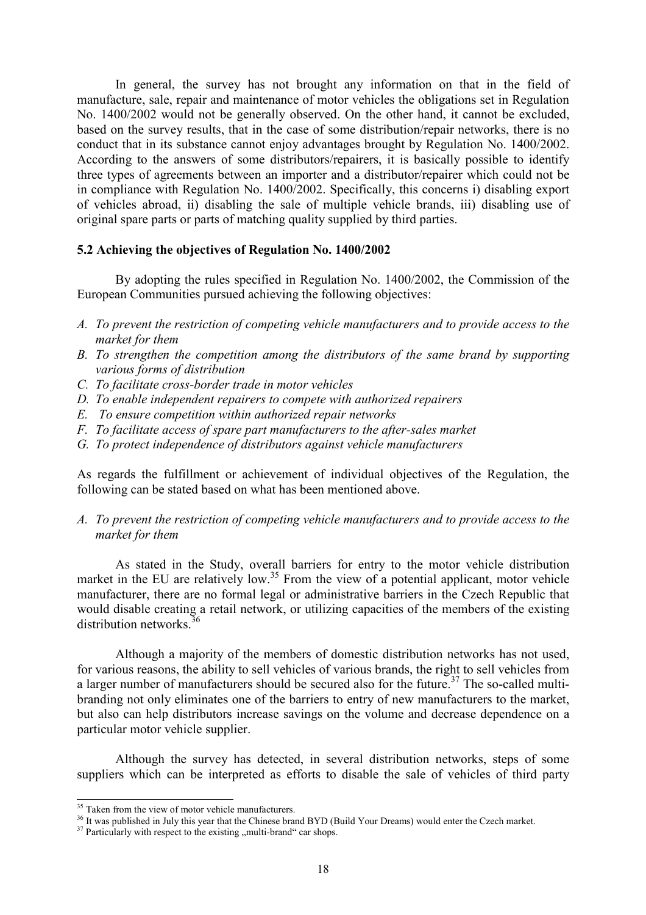In general, the survey has not brought any information on that in the field of manufacture, sale, repair and maintenance of motor vehicles the obligations set in Regulation No. 1400/2002 would not be generally observed. On the other hand, it cannot be excluded, based on the survey results, that in the case of some distribution/repair networks, there is no conduct that in its substance cannot enjoy advantages brought by Regulation No. 1400/2002. According to the answers of some distributors/repairers, it is basically possible to identify three types of agreements between an importer and a distributor/repairer which could not be in compliance with Regulation No. 1400/2002. Specifically, this concerns i) disabling export of vehicles abroad, ii) disabling the sale of multiple vehicle brands, iii) disabling use of original spare parts or parts of matching quality supplied by third parties.

### 5.2 Achieving the objectives of Regulation No. 1400/2002

By adopting the rules specified in Regulation No. 1400/2002, the Commission of the European Communities pursued achieving the following objectives:

- *A. To prevent the restriction of competing vehicle manufacturers and to provide access to the market for them*
- *B. To strengthen the competition among the distributors of the same brand by supporting various forms of distribution*
- *C. To facilitate cross-border trade in motor vehicles*
- *D. To enable independent repairers to compete with authorized repairers*
- *E. To ensure competition within authorized repair networks*
- *F. To facilitate access of spare part manufacturers to the after-sales market*
- *G. To protect independence of distributors against vehicle manufacturers*

As regards the fulfillment or achievement of individual objectives of the Regulation, the following can be stated based on what has been mentioned above.

*A. To prevent the restriction of competing vehicle manufacturers and to provide access to the market for them*

As stated in the Study, overall barriers for entry to the motor vehicle distribution market in the EU are relatively low.[35] From the view of a potential applicant, motor vehicle manufacturer, there are no formal legal or administrative barriers in the Czech Republic that would disable creating a retail network, or utilizing capacities of the members of the existing distribution networks.[36]

Although a majority of the members of domestic distribution networks has not used, for various reasons, the ability to sell vehicles of various brands, the right to sell vehicles from a larger number of manufacturers should be secured also for the future.[37] The so-called multi-branding not only eliminates one of the barriers to entry of new manufacturers to the market, but also can help distributors increase savings on the volume and decrease dependence on a particular motor vehicle supplier.

Although the survey has detected, in several distribution networks, steps of some suppliers which can be interpreted as efforts to disable the sale of vehicles of third party

---

[35] Taken from the view of motor vehicle manufacturers.

[36] It was published in July this year that the Chinese brand BYD (Build Your Dreams) would enter the Czech market.

[37] Particularly with respect to the existing „multi-brand" car shops.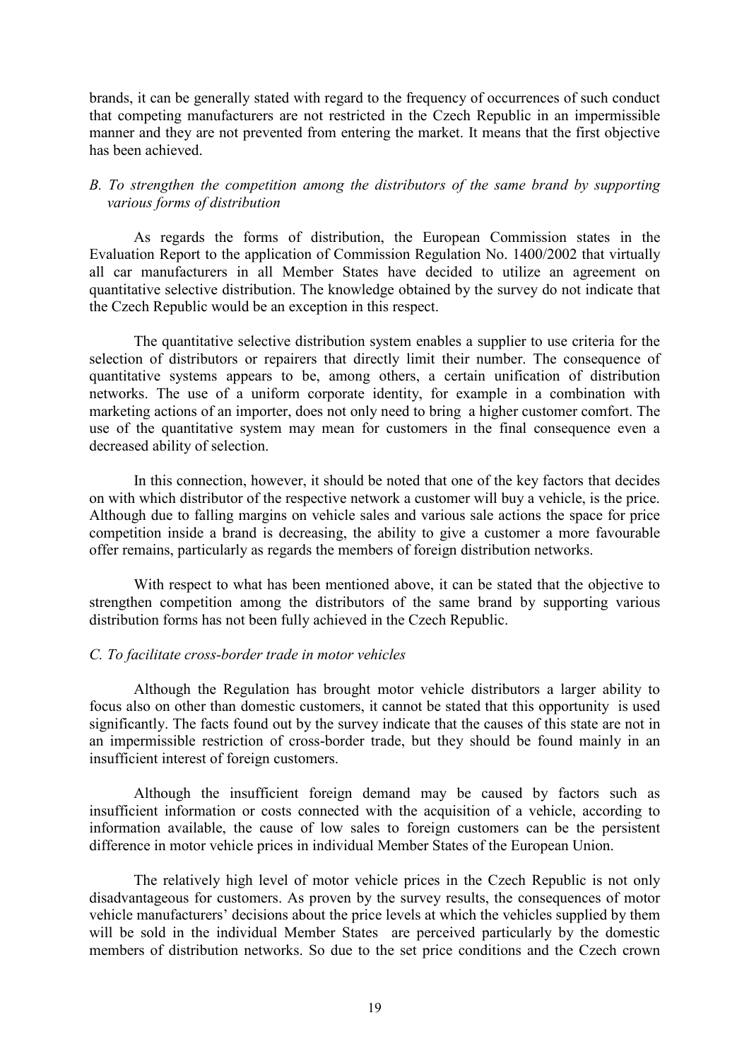brands, it can be generally stated with regard to the frequency of occurrences of such conduct that competing manufacturers are not restricted in the Czech Republic in an impermissible manner and they are not prevented from entering the market. It means that the first objective has been achieved.

*B. To strengthen the competition among the distributors of the same brand by supporting various forms of distribution*

As regards the forms of distribution, the European Commission states in the Evaluation Report to the application of Commission Regulation No. 1400/2002 that virtually all car manufacturers in all Member States have decided to utilize an agreement on quantitative selective distribution. The knowledge obtained by the survey do not indicate that the Czech Republic would be an exception in this respect.

The quantitative selective distribution system enables a supplier to use criteria for the selection of distributors or repairers that directly limit their number. The consequence of quantitative systems appears to be, among others, a certain unification of distribution networks. The use of a uniform corporate identity, for example in a combination with marketing actions of an importer, does not only need to bring a higher customer comfort. The use of the quantitative system may mean for customers in the final consequence even a decreased ability of selection.

In this connection, however, it should be noted that one of the key factors that decides on with which distributor of the respective network a customer will buy a vehicle, is the price. Although due to falling margins on vehicle sales and various sale actions the space for price competition inside a brand is decreasing, the ability to give a customer a more favourable offer remains, particularly as regards the members of foreign distribution networks.

With respect to what has been mentioned above, it can be stated that the objective to strengthen competition among the distributors of the same brand by supporting various distribution forms has not been fully achieved in the Czech Republic.

*C. To facilitate cross-border trade in motor vehicles*

Although the Regulation has brought motor vehicle distributors a larger ability to focus also on other than domestic customers, it cannot be stated that this opportunity is used significantly. The facts found out by the survey indicate that the causes of this state are not in an impermissible restriction of cross-border trade, but they should be found mainly in an insufficient interest of foreign customers.

Although the insufficient foreign demand may be caused by factors such as insufficient information or costs connected with the acquisition of a vehicle, according to information available, the cause of low sales to foreign customers can be the persistent difference in motor vehicle prices in individual Member States of the European Union.

The relatively high level of motor vehicle prices in the Czech Republic is not only disadvantageous for customers. As proven by the survey results, the consequences of motor vehicle manufacturers' decisions about the price levels at which the vehicles supplied by them will be sold in the individual Member States are perceived particularly by the domestic members of distribution networks. So due to the set price conditions and the Czech crown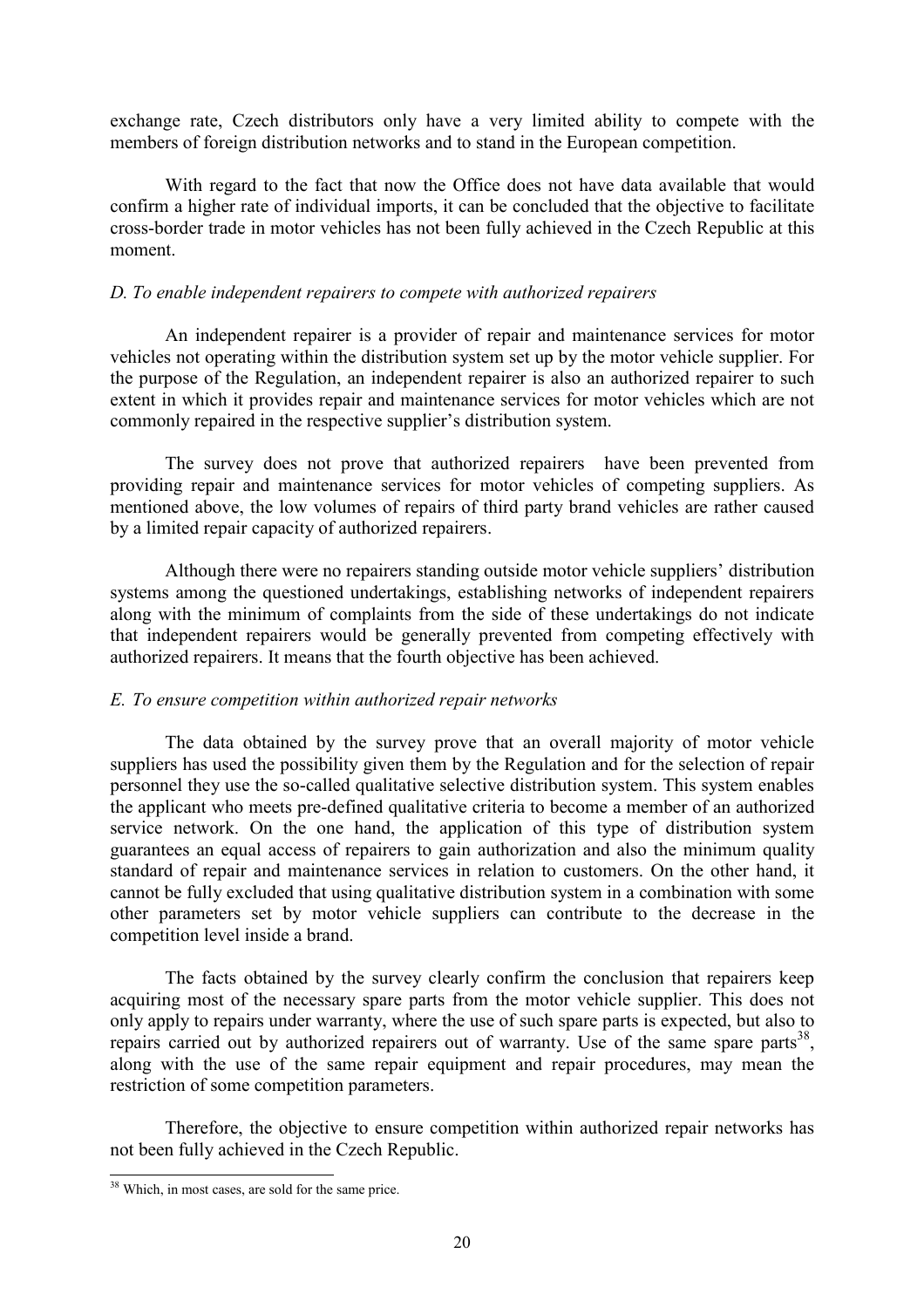exchange rate, Czech distributors only have a very limited ability to compete with the members of foreign distribution networks and to stand in the European competition.

With regard to the fact that now the Office does not have data available that would confirm a higher rate of individual imports, it can be concluded that the objective to facilitate cross-border trade in motor vehicles has not been fully achieved in the Czech Republic at this moment.

*D. To enable independent repairers to compete with authorized repairers*

An independent repairer is a provider of repair and maintenance services for motor vehicles not operating within the distribution system set up by the motor vehicle supplier. For the purpose of the Regulation, an independent repairer is also an authorized repairer to such extent in which it provides repair and maintenance services for motor vehicles which are not commonly repaired in the respective supplier's distribution system.

The survey does not prove that authorized repairers have been prevented from providing repair and maintenance services for motor vehicles of competing suppliers. As mentioned above, the low volumes of repairs of third party brand vehicles are rather caused by a limited repair capacity of authorized repairers.

Although there were no repairers standing outside motor vehicle suppliers' distribution systems among the questioned undertakings, establishing networks of independent repairers along with the minimum of complaints from the side of these undertakings do not indicate that independent repairers would be generally prevented from competing effectively with authorized repairers. It means that the fourth objective has been achieved.

*E. To ensure competition within authorized repair networks*

The data obtained by the survey prove that an overall majority of motor vehicle suppliers has used the possibility given them by the Regulation and for the selection of repair personnel they use the so-called qualitative selective distribution system. This system enables the applicant who meets pre-defined qualitative criteria to become a member of an authorized service network. On the one hand, the application of this type of distribution system guarantees an equal access of repairers to gain authorization and also the minimum quality standard of repair and maintenance services in relation to customers. On the other hand, it cannot be fully excluded that using qualitative distribution system in a combination with some other parameters set by motor vehicle suppliers can contribute to the decrease in the competition level inside a brand.

The facts obtained by the survey clearly confirm the conclusion that repairers keep acquiring most of the necessary spare parts from the motor vehicle supplier. This does not only apply to repairs under warranty, where the use of such spare parts is expected, but also to repairs carried out by authorized repairers out of warranty. Use of the same spare parts[38], along with the use of the same repair equipment and repair procedures, may mean the restriction of some competition parameters.

Therefore, the objective to ensure competition within authorized repair networks has not been fully achieved in the Czech Republic.

[38] Which, in most cases, are sold for the same price.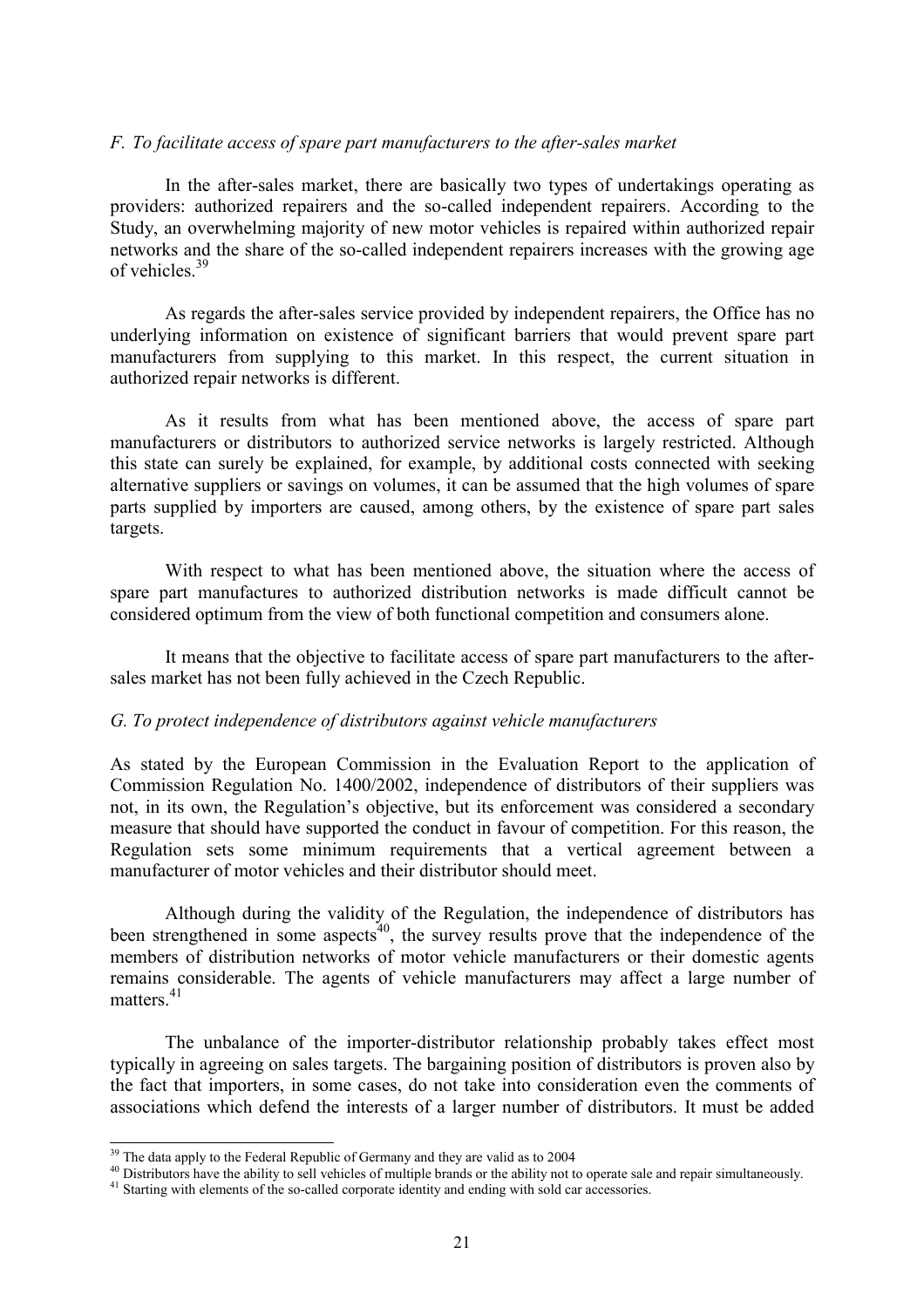*F. To facilitate access of spare part manufacturers to the after-sales market*

In the after-sales market, there are basically two types of undertakings operating as providers: authorized repairers and the so-called independent repairers. According to the Study, an overwhelming majority of new motor vehicles is repaired within authorized repair networks and the share of the so-called independent repairers increases with the growing age of vehicles.[39]

As regards the after-sales service provided by independent repairers, the Office has no underlying information on existence of significant barriers that would prevent spare part manufacturers from supplying to this market. In this respect, the current situation in authorized repair networks is different.

As it results from what has been mentioned above, the access of spare part manufacturers or distributors to authorized service networks is largely restricted. Although this state can surely be explained, for example, by additional costs connected with seeking alternative suppliers or savings on volumes, it can be assumed that the high volumes of spare parts supplied by importers are caused, among others, by the existence of spare part sales targets.

With respect to what has been mentioned above, the situation where the access of spare part manufactures to authorized distribution networks is made difficult cannot be considered optimum from the view of both functional competition and consumers alone.

It means that the objective to facilitate access of spare part manufacturers to the after-sales market has not been fully achieved in the Czech Republic.

*G. To protect independence of distributors against vehicle manufacturers*

As stated by the European Commission in the Evaluation Report to the application of Commission Regulation No. 1400/2002, independence of distributors of their suppliers was not, in its own, the Regulation's objective, but its enforcement was considered a secondary measure that should have supported the conduct in favour of competition. For this reason, the Regulation sets some minimum requirements that a vertical agreement between a manufacturer of motor vehicles and their distributor should meet.

Although during the validity of the Regulation, the independence of distributors has been strengthened in some aspects[40], the survey results prove that the independence of the members of distribution networks of motor vehicle manufacturers or their domestic agents remains considerable. The agents of vehicle manufacturers may affect a large number of matters.[41]

The unbalance of the importer-distributor relationship probably takes effect most typically in agreeing on sales targets. The bargaining position of distributors is proven also by the fact that importers, in some cases, do not take into consideration even the comments of associations which defend the interests of a larger number of distributors. It must be added

---

[39] The data apply to the Federal Republic of Germany and they are valid as to 2004

[40] Distributors have the ability to sell vehicles of multiple brands or the ability not to operate sale and repair simultaneously.

[41] Starting with elements of the so-called corporate identity and ending with sold car accessories.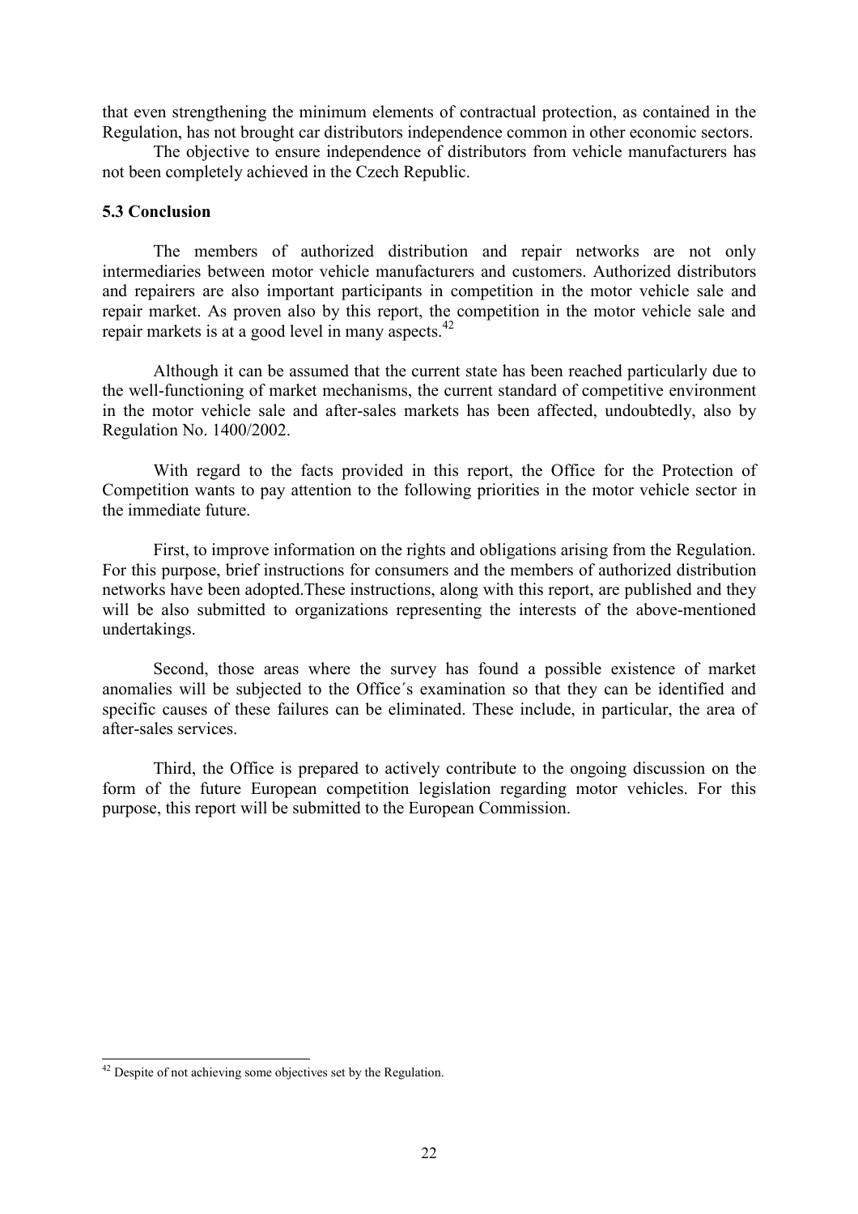that even strengthening the minimum elements of contractual protection, as contained in the Regulation, has not brought car distributors independence common in other economic sectors.

The objective to ensure independence of distributors from vehicle manufacturers has not been completely achieved in the Czech Republic.

### 5.3 Conclusion

The members of authorized distribution and repair networks are not only intermediaries between motor vehicle manufacturers and customers. Authorized distributors and repairers are also important participants in competition in the motor vehicle sale and repair market. As proven also by this report, the competition in the motor vehicle sale and repair markets is at a good level in many aspects.[42]

Although it can be assumed that the current state has been reached particularly due to the well-functioning of market mechanisms, the current standard of competitive environment in the motor vehicle sale and after-sales markets has been affected, undoubtedly, also by Regulation No. 1400/2002.

With regard to the facts provided in this report, the Office for the Protection of Competition wants to pay attention to the following priorities in the motor vehicle sector in the immediate future.

First, to improve information on the rights and obligations arising from the Regulation. For this purpose, brief instructions for consumers and the members of authorized distribution networks have been adopted.These instructions, along with this report, are published and they will be also submitted to organizations representing the interests of the above-mentioned undertakings.

Second, those areas where the survey has found a possible existence of market anomalies will be subjected to the Office´s examination so that they can be identified and specific causes of these failures can be eliminated. These include, in particular, the area of after-sales services.

Third, the Office is prepared to actively contribute to the ongoing discussion on the form of the future European competition legislation regarding motor vehicles. For this purpose, this report will be submitted to the European Commission.

---

[42] Despite of not achieving some objectives set by the Regulation.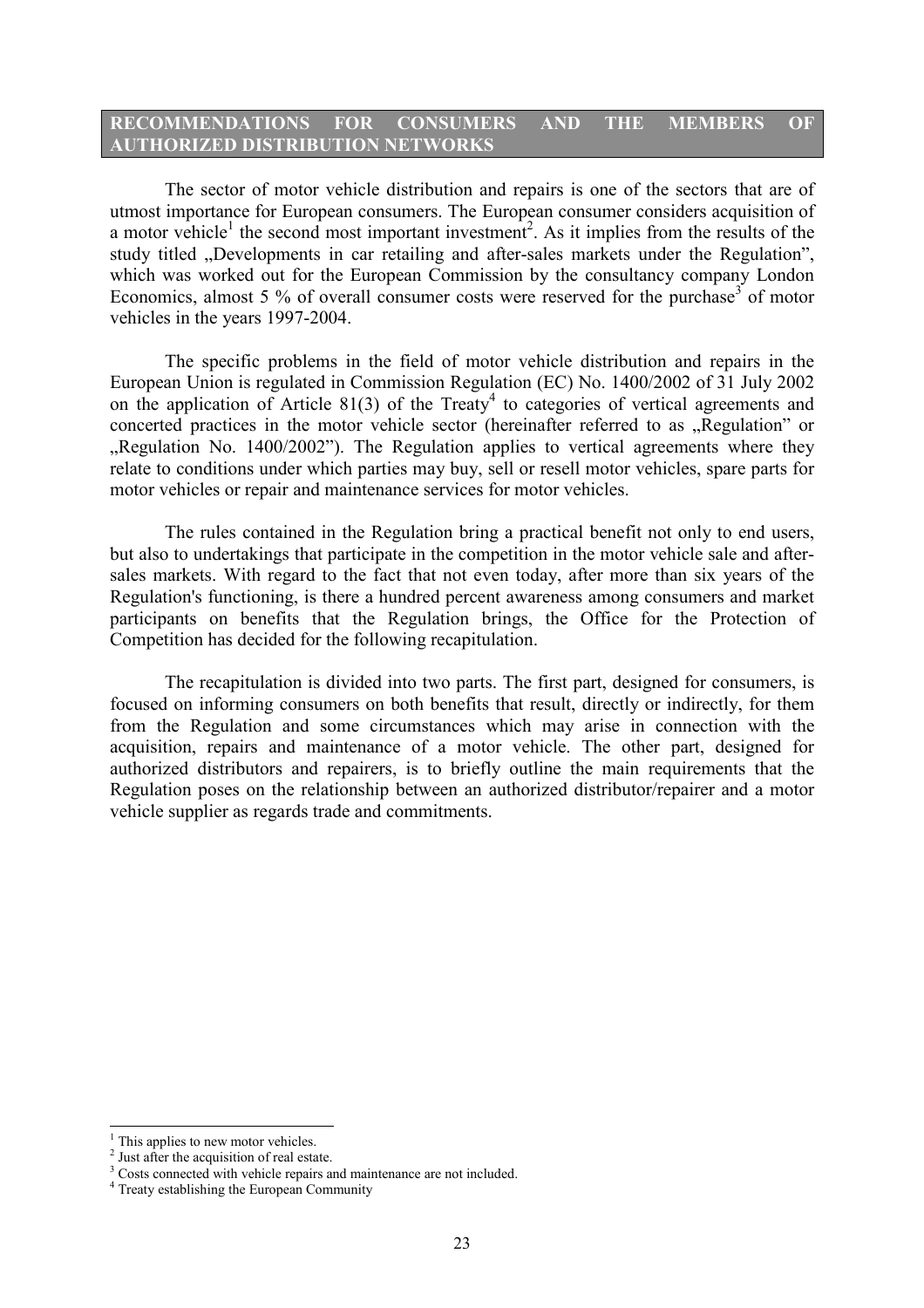## RECOMMENDATIONS FOR CONSUMERS AND THE MEMBERS OF AUTHORIZED DISTRIBUTION NETWORKS

The sector of motor vehicle distribution and repairs is one of the sectors that are of utmost importance for European consumers. The European consumer considers acquisition of a motor vehicle[1] the second most important investment[2]. As it implies from the results of the study titled „Developments in car retailing and after-sales markets under the Regulation", which was worked out for the European Commission by the consultancy company London Economics, almost 5 % of overall consumer costs were reserved for the purchase[3] of motor vehicles in the years 1997-2004.

The specific problems in the field of motor vehicle distribution and repairs in the European Union is regulated in Commission Regulation (EC) No. 1400/2002 of 31 July 2002 on the application of Article 81(3) of the Treaty[4] to categories of vertical agreements and concerted practices in the motor vehicle sector (hereinafter referred to as „Regulation" or „Regulation No. 1400/2002"). The Regulation applies to vertical agreements where they relate to conditions under which parties may buy, sell or resell motor vehicles, spare parts for motor vehicles or repair and maintenance services for motor vehicles.

The rules contained in the Regulation bring a practical benefit not only to end users, but also to undertakings that participate in the competition in the motor vehicle sale and after-sales markets. With regard to the fact that not even today, after more than six years of the Regulation's functioning, is there a hundred percent awareness among consumers and market participants on benefits that the Regulation brings, the Office for the Protection of Competition has decided for the following recapitulation.

The recapitulation is divided into two parts. The first part, designed for consumers, is focused on informing consumers on both benefits that result, directly or indirectly, for them from the Regulation and some circumstances which may arise in connection with the acquisition, repairs and maintenance of a motor vehicle. The other part, designed for authorized distributors and repairers, is to briefly outline the main requirements that the Regulation poses on the relationship between an authorized distributor/repairer and a motor vehicle supplier as regards trade and commitments.

---

[1] This applies to new motor vehicles.

[2] Just after the acquisition of real estate.

[3] Costs connected with vehicle repairs and maintenance are not included.

[4] Treaty establishing the European Community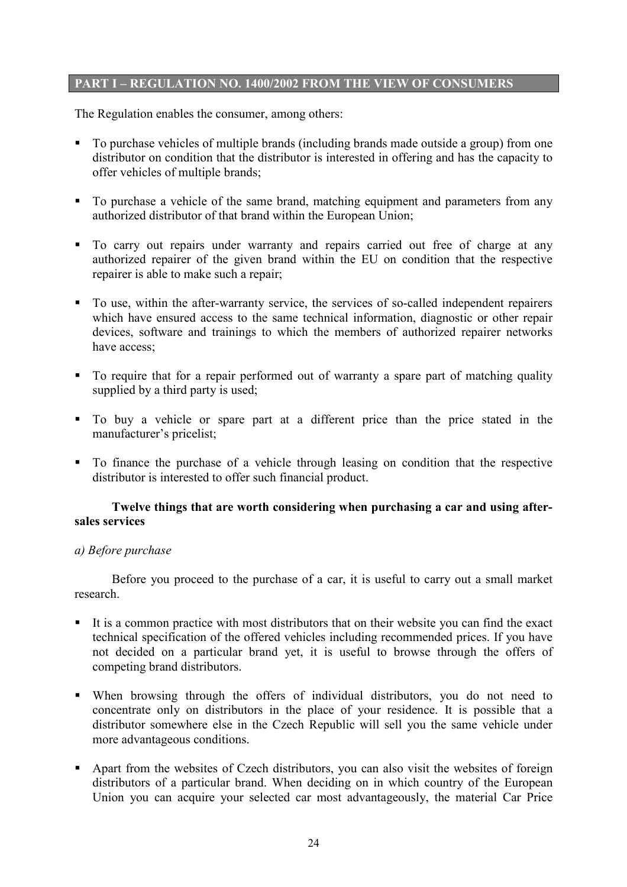## PART I – REGULATION NO. 1400/2002 FROM THE VIEW OF CONSUMERS

The Regulation enables the consumer, among others:

- To purchase vehicles of multiple brands (including brands made outside a group) from one distributor on condition that the distributor is interested in offering and has the capacity to offer vehicles of multiple brands;
- To purchase a vehicle of the same brand, matching equipment and parameters from any authorized distributor of that brand within the European Union;
- To carry out repairs under warranty and repairs carried out free of charge at any authorized repairer of the given brand within the EU on condition that the respective repairer is able to make such a repair;
- To use, within the after-warranty service, the services of so-called independent repairers which have ensured access to the same technical information, diagnostic or other repair devices, software and trainings to which the members of authorized repairer networks have access;
- To require that for a repair performed out of warranty a spare part of matching quality supplied by a third party is used;
- To buy a vehicle or spare part at a different price than the price stated in the manufacturer's pricelist;
- To finance the purchase of a vehicle through leasing on condition that the respective distributor is interested to offer such financial product.

### Twelve things that are worth considering when purchasing a car and using after-sales services

*a) Before purchase*

Before you proceed to the purchase of a car, it is useful to carry out a small market research.

- It is a common practice with most distributors that on their website you can find the exact technical specification of the offered vehicles including recommended prices. If you have not decided on a particular brand yet, it is useful to browse through the offers of competing brand distributors.
- When browsing through the offers of individual distributors, you do not need to concentrate only on distributors in the place of your residence. It is possible that a distributor somewhere else in the Czech Republic will sell you the same vehicle under more advantageous conditions.
- Apart from the websites of Czech distributors, you can also visit the websites of foreign distributors of a particular brand. When deciding on in which country of the European Union you can acquire your selected car most advantageously, the material Car Price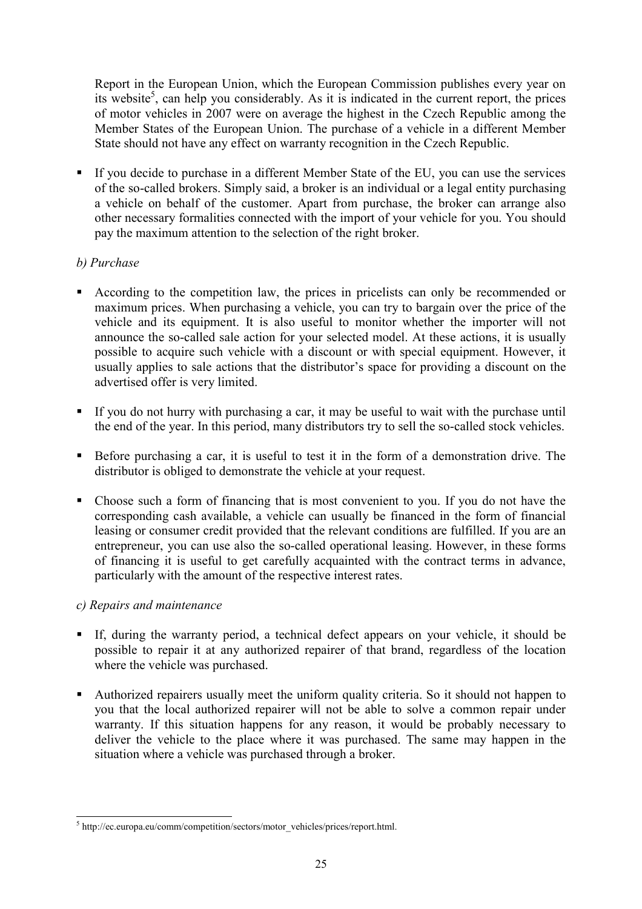Report in the European Union, which the European Commission publishes every year on its website[5], can help you considerably. As it is indicated in the current report, the prices of motor vehicles in 2007 were on average the highest in the Czech Republic among the Member States of the European Union. The purchase of a vehicle in a different Member State should not have any effect on warranty recognition in the Czech Republic.

- If you decide to purchase in a different Member State of the EU, you can use the services of the so-called brokers. Simply said, a broker is an individual or a legal entity purchasing a vehicle on behalf of the customer. Apart from purchase, the broker can arrange also other necessary formalities connected with the import of your vehicle for you. You should pay the maximum attention to the selection of the right broker.

*b) Purchase*

- According to the competition law, the prices in pricelists can only be recommended or maximum prices. When purchasing a vehicle, you can try to bargain over the price of the vehicle and its equipment. It is also useful to monitor whether the importer will not announce the so-called sale action for your selected model. At these actions, it is usually possible to acquire such vehicle with a discount or with special equipment. However, it usually applies to sale actions that the distributor's space for providing a discount on the advertised offer is very limited.
- If you do not hurry with purchasing a car, it may be useful to wait with the purchase until the end of the year. In this period, many distributors try to sell the so-called stock vehicles.
- Before purchasing a car, it is useful to test it in the form of a demonstration drive. The distributor is obliged to demonstrate the vehicle at your request.
- Choose such a form of financing that is most convenient to you. If you do not have the corresponding cash available, a vehicle can usually be financed in the form of financial leasing or consumer credit provided that the relevant conditions are fulfilled. If you are an entrepreneur, you can use also the so-called operational leasing. However, in these forms of financing it is useful to get carefully acquainted with the contract terms in advance, particularly with the amount of the respective interest rates.

*c) Repairs and maintenance*

- If, during the warranty period, a technical defect appears on your vehicle, it should be possible to repair it at any authorized repairer of that brand, regardless of the location where the vehicle was purchased.
- Authorized repairers usually meet the uniform quality criteria. So it should not happen to you that the local authorized repairer will not be able to solve a common repair under warranty. If this situation happens for any reason, it would be probably necessary to deliver the vehicle to the place where it was purchased. The same may happen in the situation where a vehicle was purchased through a broker.

---

[5] http://ec.europa.eu/comm/competition/sectors/motor_vehicles/prices/report.html.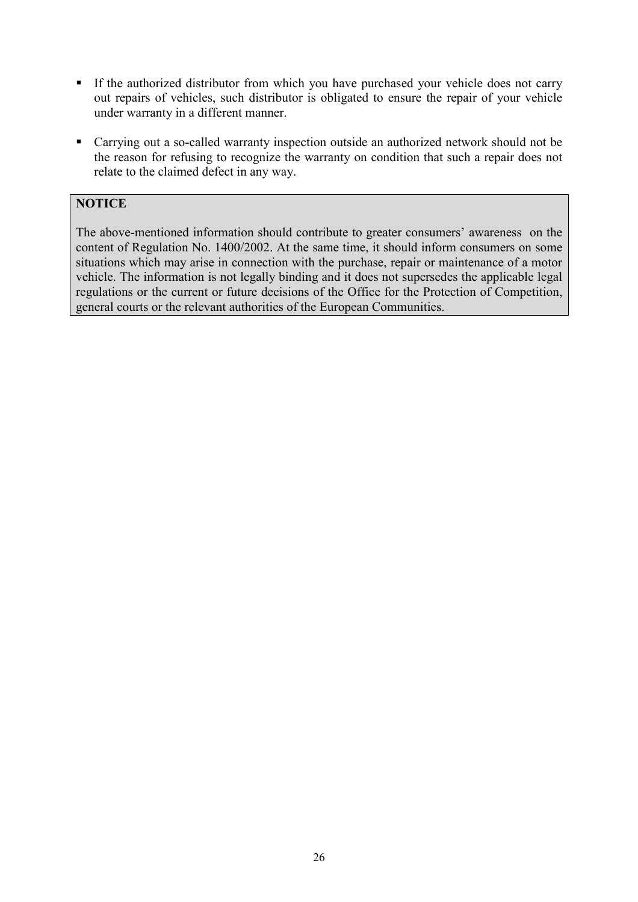- If the authorized distributor from which you have purchased your vehicle does not carry out repairs of vehicles, such distributor is obligated to ensure the repair of your vehicle under warranty in a different manner.

- Carrying out a so-called warranty inspection outside an authorized network should not be the reason for refusing to recognize the warranty on condition that such a repair does not relate to the claimed defect in any way.

> **NOTICE**
>
> The above-mentioned information should contribute to greater consumers' awareness on the content of Regulation No. 1400/2002. At the same time, it should inform consumers on some situations which may arise in connection with the purchase, repair or maintenance of a motor vehicle. The information is not legally binding and it does not supersedes the applicable legal regulations or the current or future decisions of the Office for the Protection of Competition, general courts or the relevant authorities of the European Communities.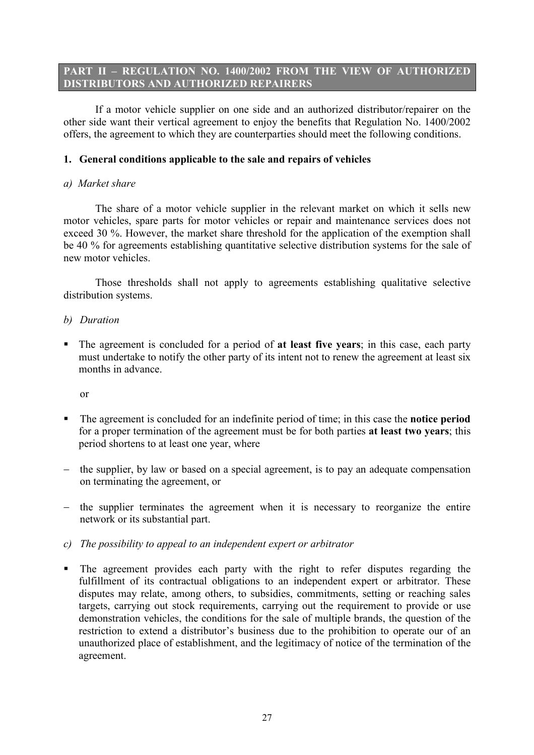## PART II – REGULATION NO. 1400/2002 FROM THE VIEW OF AUTHORIZED DISTRIBUTORS AND AUTHORIZED REPAIRERS

If a motor vehicle supplier on one side and an authorized distributor/repairer on the other side want their vertical agreement to enjoy the benefits that Regulation No. 1400/2002 offers, the agreement to which they are counterparties should meet the following conditions.

### 1. General conditions applicable to the sale and repairs of vehicles

*a) Market share*

The share of a motor vehicle supplier in the relevant market on which it sells new motor vehicles, spare parts for motor vehicles or repair and maintenance services does not exceed 30 %. However, the market share threshold for the application of the exemption shall be 40 % for agreements establishing quantitative selective distribution systems for the sale of new motor vehicles.

Those thresholds shall not apply to agreements establishing qualitative selective distribution systems.

*b) Duration*

- The agreement is concluded for a period of **at least five years**; in this case, each party must undertake to notify the other party of its intent not to renew the agreement at least six months in advance.

  or

- The agreement is concluded for an indefinite period of time; in this case the **notice period** for a proper termination of the agreement must be for both parties **at least two years**; this period shortens to at least one year, where
  - the supplier, by law or based on a special agreement, is to pay an adequate compensation on terminating the agreement, or
  - the supplier terminates the agreement when it is necessary to reorganize the entire network or its substantial part.

*c) The possibility to appeal to an independent expert or arbitrator*

- The agreement provides each party with the right to refer disputes regarding the fulfillment of its contractual obligations to an independent expert or arbitrator. These disputes may relate, among others, to subsidies, commitments, setting or reaching sales targets, carrying out stock requirements, carrying out the requirement to provide or use demonstration vehicles, the conditions for the sale of multiple brands, the question of the restriction to extend a distributor's business due to the prohibition to operate our of an unauthorized place of establishment, and the legitimacy of notice of the termination of the agreement.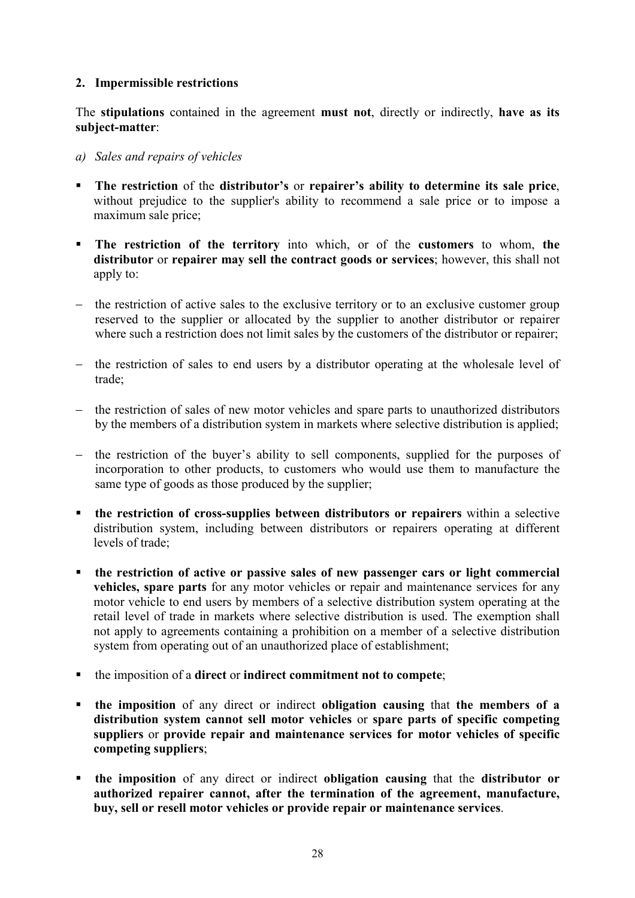## 2. Impermissible restrictions

The **stipulations** contained in the agreement **must not**, directly or indirectly, **have as its subject-matter**:

*a) Sales and repairs of vehicles*

- **The restriction** of the **distributor's** or **repairer's ability to determine its sale price**, without prejudice to the supplier's ability to recommend a sale price or to impose a maximum sale price;
- **The restriction of the territory** into which, or of the **customers** to whom, **the distributor** or **repairer may sell the contract goods or services**; however, this shall not apply to:
  - the restriction of active sales to the exclusive territory or to an exclusive customer group reserved to the supplier or allocated by the supplier to another distributor or repairer where such a restriction does not limit sales by the customers of the distributor or repairer;
  - the restriction of sales to end users by a distributor operating at the wholesale level of trade;
  - the restriction of sales of new motor vehicles and spare parts to unauthorized distributors by the members of a distribution system in markets where selective distribution is applied;
  - the restriction of the buyer's ability to sell components, supplied for the purposes of incorporation to other products, to customers who would use them to manufacture the same type of goods as those produced by the supplier;
- **the restriction of cross-supplies between distributors or repairers** within a selective distribution system, including between distributors or repairers operating at different levels of trade;
- **the restriction of active or passive sales of new passenger cars or light commercial vehicles, spare parts** for any motor vehicles or repair and maintenance services for any motor vehicle to end users by members of a selective distribution system operating at the retail level of trade in markets where selective distribution is used. The exemption shall not apply to agreements containing a prohibition on a member of a selective distribution system from operating out of an unauthorized place of establishment;
- the imposition of a **direct** or **indirect commitment not to compete**;
- **the imposition** of any direct or indirect **obligation causing** that **the members of a distribution system cannot sell motor vehicles** or **spare parts of specific competing suppliers** or **provide repair and maintenance services for motor vehicles of specific competing suppliers**;
- **the imposition** of any direct or indirect **obligation causing** that the **distributor or authorized repairer cannot, after the termination of the agreement, manufacture, buy, sell or resell motor vehicles or provide repair or maintenance services**.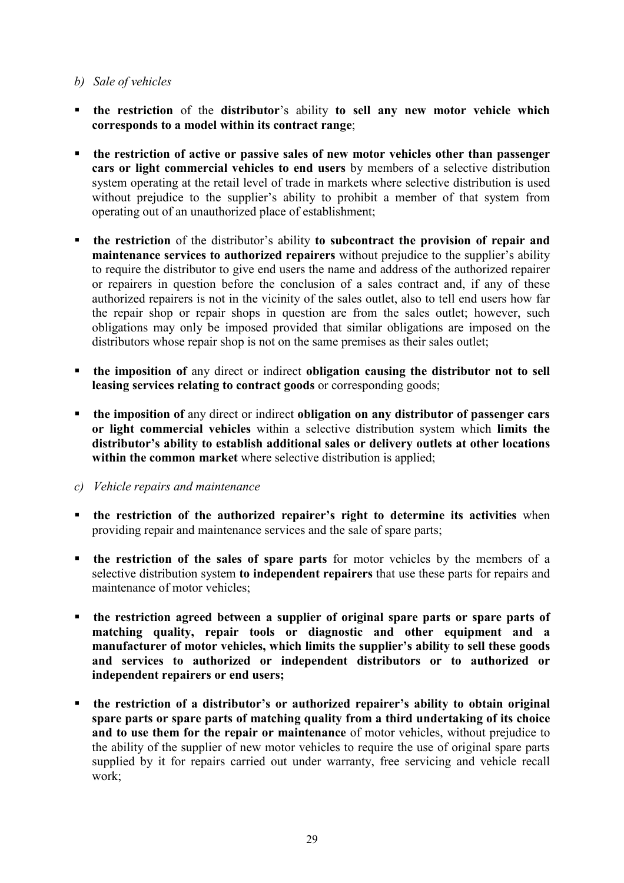*b) Sale of vehicles*

- **the restriction** of the **distributor**'s ability **to sell any new motor vehicle which corresponds to a model within its contract range**;

- **the restriction of active or passive sales of new motor vehicles other than passenger cars or light commercial vehicles to end users** by members of a selective distribution system operating at the retail level of trade in markets where selective distribution is used without prejudice to the supplier's ability to prohibit a member of that system from operating out of an unauthorized place of establishment;

- **the restriction** of the distributor's ability **to subcontract the provision of repair and maintenance services to authorized repairers** without prejudice to the supplier's ability to require the distributor to give end users the name and address of the authorized repairer or repairers in question before the conclusion of a sales contract and, if any of these authorized repairers is not in the vicinity of the sales outlet, also to tell end users how far the repair shop or repair shops in question are from the sales outlet; however, such obligations may only be imposed provided that similar obligations are imposed on the distributors whose repair shop is not on the same premises as their sales outlet;

- **the imposition of** any direct or indirect **obligation causing the distributor not to sell leasing services relating to contract goods** or corresponding goods;

- **the imposition of** any direct or indirect **obligation on any distributor of passenger cars or light commercial vehicles** within a selective distribution system which **limits the distributor's ability to establish additional sales or delivery outlets at other locations within the common market** where selective distribution is applied;

*c) Vehicle repairs and maintenance*

- **the restriction of the authorized repairer's right to determine its activities** when providing repair and maintenance services and the sale of spare parts;

- **the restriction of the sales of spare parts** for motor vehicles by the members of a selective distribution system **to independent repairers** that use these parts for repairs and maintenance of motor vehicles;

- **the restriction agreed between a supplier of original spare parts or spare parts of matching quality, repair tools or diagnostic and other equipment and a manufacturer of motor vehicles, which limits the supplier's ability to sell these goods and services to authorized or independent distributors or to authorized or independent repairers or end users;**

- **the restriction of a distributor's or authorized repairer's ability to obtain original spare parts or spare parts of matching quality from a third undertaking of its choice and to use them for the repair or maintenance** of motor vehicles, without prejudice to the ability of the supplier of new motor vehicles to require the use of original spare parts supplied by it for repairs carried out under warranty, free servicing and vehicle recall work;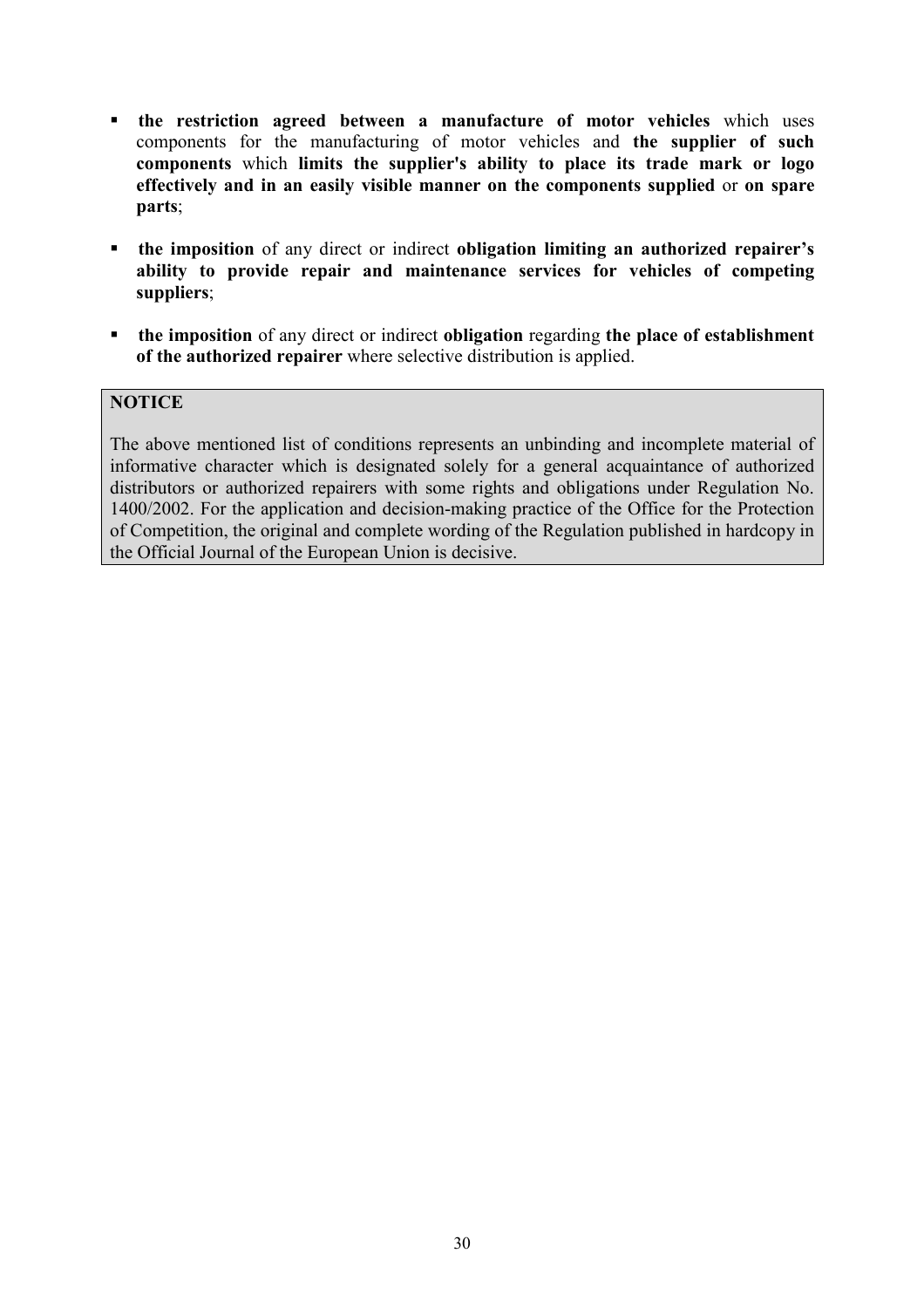- **the restriction agreed between a manufacture of motor vehicles** which uses components for the manufacturing of motor vehicles and **the supplier of such components** which **limits the supplier's ability to place its trade mark or logo effectively and in an easily visible manner on the components supplied** or **on spare parts**;

- **the imposition** of any direct or indirect **obligation limiting an authorized repairer's ability to provide repair and maintenance services for vehicles of competing suppliers**;

- **the imposition** of any direct or indirect **obligation** regarding **the place of establishment of the authorized repairer** where selective distribution is applied.

**NOTICE**

The above mentioned list of conditions represents an unbinding and incomplete material of informative character which is designated solely for a general acquaintance of authorized distributors or authorized repairers with some rights and obligations under Regulation No. 1400/2002. For the application and decision-making practice of the Office for the Protection of Competition, the original and complete wording of the Regulation published in hardcopy in the Official Journal of the European Union is decisive.